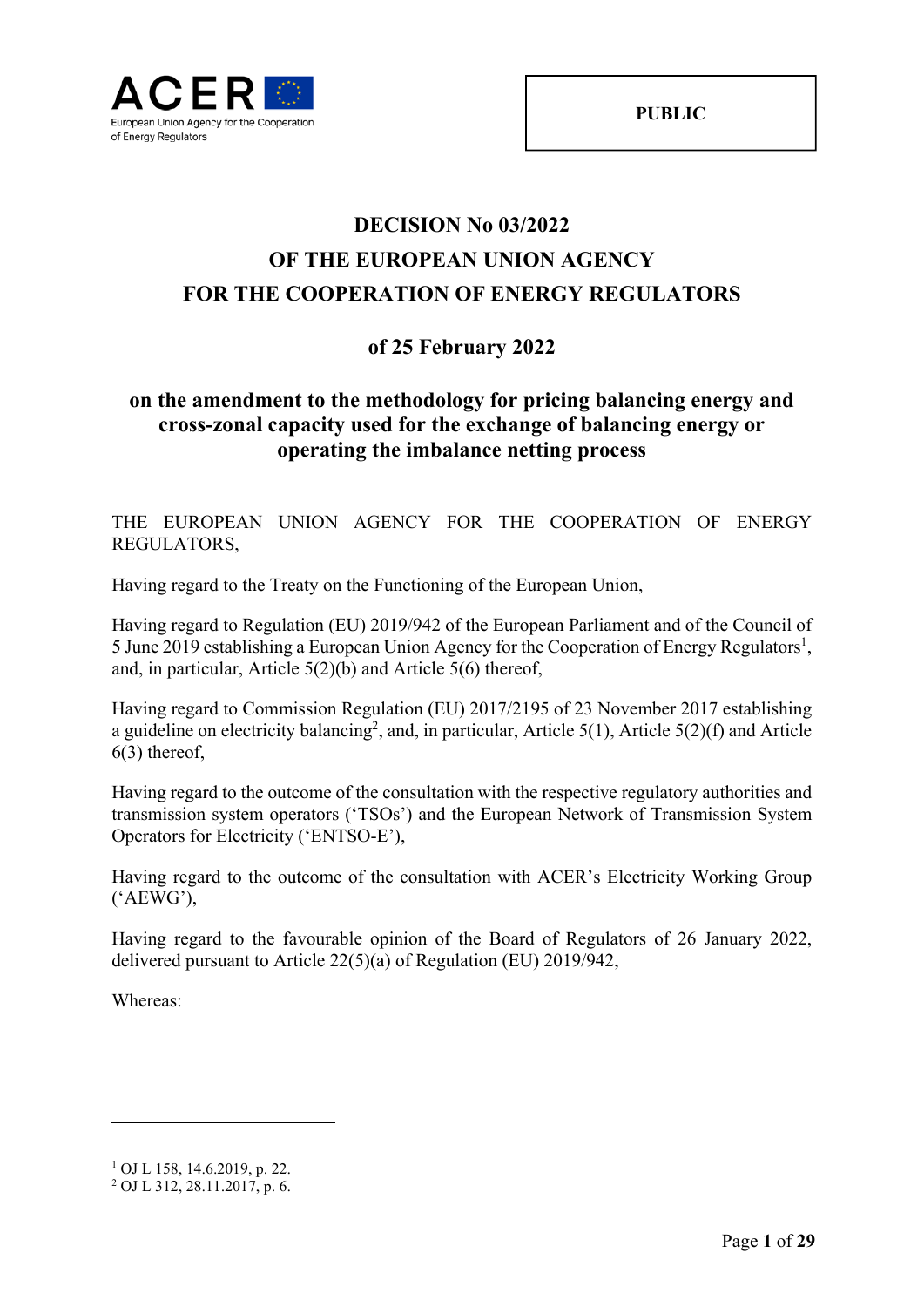PUBLIC

# DECISION No 03/2022 OF THE EUROPEAN UNION AGENCY FOR THE COOPERATION OF ENERGY REGULATORS

## of 25 February 2022

## on the amendment to the methodology for pricing balancing energy and cross-zonal capacity used for the exchange of balancing energy or operating the imbalance netting process

THE EUROPEAN UNION AGENCY FOR THE COOPERATION OF ENERGY REGULATORS,

Having regard to the Treaty on the Functioning of the European Union,

Having regard to Regulation (EU) 2019/942 of the European Parliament and of the Council of 5 June 2019 establishing a European Union Agency for the Cooperation of Energy Regulators[1], and, in particular, Article 5(2)(b) and Article 5(6) thereof,

Having regard to Commission Regulation (EU) 2017/2195 of 23 November 2017 establishing a guideline on electricity balancing[2], and, in particular, Article 5(1), Article 5(2)(f) and Article 6(3) thereof,

Having regard to the outcome of the consultation with the respective regulatory authorities and transmission system operators ('TSOs') and the European Network of Transmission System Operators for Electricity ('ENTSO-E'),

Having regard to the outcome of the consultation with ACER's Electricity Working Group ('AEWG'),

Having regard to the favourable opinion of the Board of Regulators of 26 January 2022, delivered pursuant to Article 22(5)(a) of Regulation (EU) 2019/942,

Whereas:

---

[1] OJ L 158, 14.6.2019, p. 22.

[2] OJ L 312, 28.11.2017, p. 6.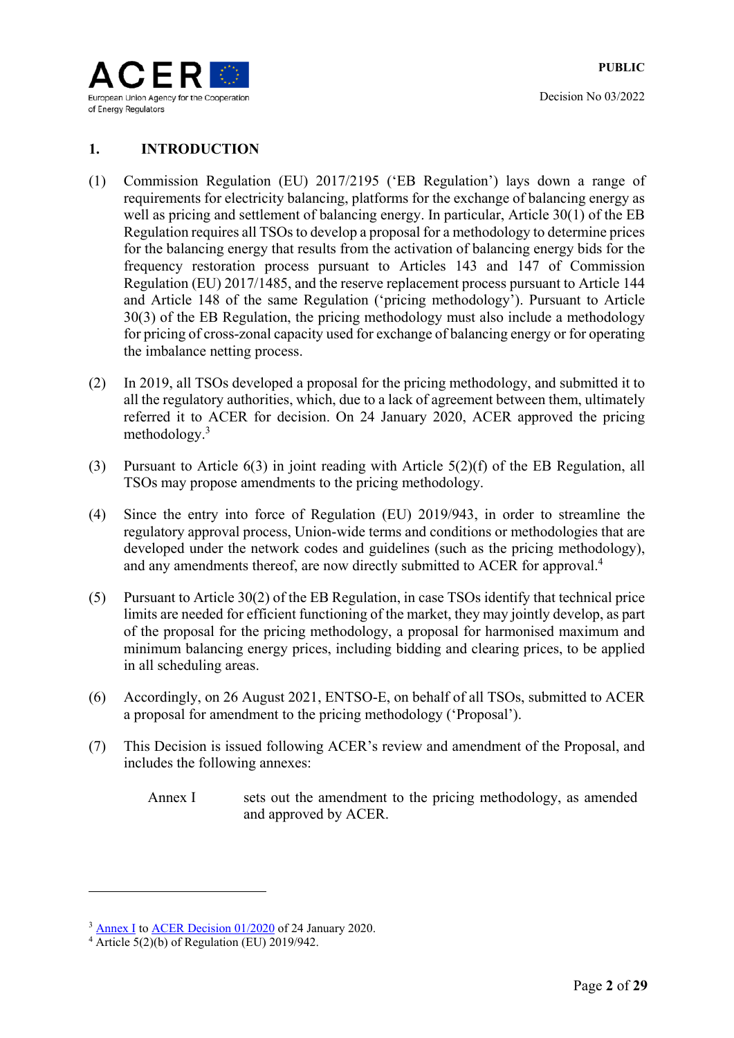## 1. INTRODUCTION

(1) Commission Regulation (EU) 2017/2195 ('EB Regulation') lays down a range of requirements for electricity balancing, platforms for the exchange of balancing energy as well as pricing and settlement of balancing energy. In particular, Article 30(1) of the EB Regulation requires all TSOs to develop a proposal for a methodology to determine prices for the balancing energy that results from the activation of balancing energy bids for the frequency restoration process pursuant to Articles 143 and 147 of Commission Regulation (EU) 2017/1485, and the reserve replacement process pursuant to Article 144 and Article 148 of the same Regulation ('pricing methodology'). Pursuant to Article 30(3) of the EB Regulation, the pricing methodology must also include a methodology for pricing of cross-zonal capacity used for exchange of balancing energy or for operating the imbalance netting process.

(2) In 2019, all TSOs developed a proposal for the pricing methodology, and submitted it to all the regulatory authorities, which, due to a lack of agreement between them, ultimately referred it to ACER for decision. On 24 January 2020, ACER approved the pricing methodology.[3]

(3) Pursuant to Article 6(3) in joint reading with Article 5(2)(f) of the EB Regulation, all TSOs may propose amendments to the pricing methodology.

(4) Since the entry into force of Regulation (EU) 2019/943, in order to streamline the regulatory approval process, Union-wide terms and conditions or methodologies that are developed under the network codes and guidelines (such as the pricing methodology), and any amendments thereof, are now directly submitted to ACER for approval.[4]

(5) Pursuant to Article 30(2) of the EB Regulation, in case TSOs identify that technical price limits are needed for efficient functioning of the market, they may jointly develop, as part of the proposal for the pricing methodology, a proposal for harmonised maximum and minimum balancing energy prices, including bidding and clearing prices, to be applied in all scheduling areas.

(6) Accordingly, on 26 August 2021, ENTSO-E, on behalf of all TSOs, submitted to ACER a proposal for amendment to the pricing methodology ('Proposal').

(7) This Decision is issued following ACER's review and amendment of the Proposal, and includes the following annexes:

Annex I sets out the amendment to the pricing methodology, as amended and approved by ACER.

---

[3] Annex I to ACER Decision 01/2020 of 24 January 2020.

[4] Article 5(2)(b) of Regulation (EU) 2019/942.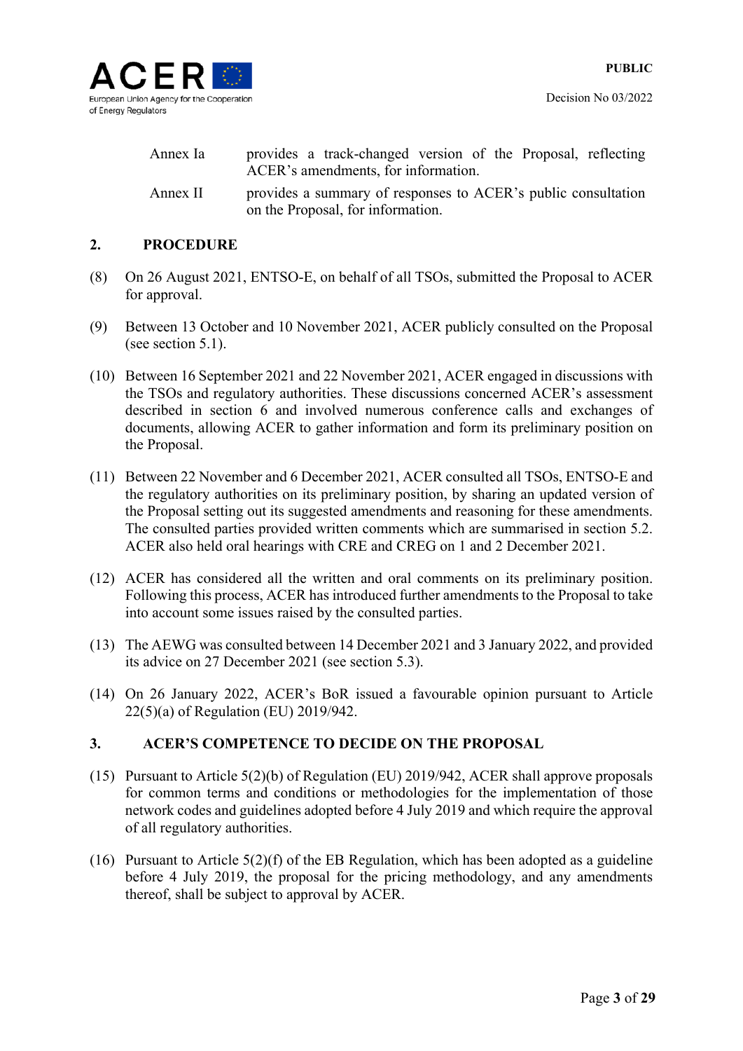| | |
|---|---|
| Annex Ia | provides a track-changed version of the Proposal, reflecting ACER's amendments, for information. |
| Annex II | provides a summary of responses to ACER's public consultation on the Proposal, for information. |

## 2. PROCEDURE

(8) On 26 August 2021, ENTSO-E, on behalf of all TSOs, submitted the Proposal to ACER for approval.

(9) Between 13 October and 10 November 2021, ACER publicly consulted on the Proposal (see section 5.1).

(10) Between 16 September 2021 and 22 November 2021, ACER engaged in discussions with the TSOs and regulatory authorities. These discussions concerned ACER's assessment described in section 6 and involved numerous conference calls and exchanges of documents, allowing ACER to gather information and form its preliminary position on the Proposal.

(11) Between 22 November and 6 December 2021, ACER consulted all TSOs, ENTSO-E and the regulatory authorities on its preliminary position, by sharing an updated version of the Proposal setting out its suggested amendments and reasoning for these amendments. The consulted parties provided written comments which are summarised in section 5.2. ACER also held oral hearings with CRE and CREG on 1 and 2 December 2021.

(12) ACER has considered all the written and oral comments on its preliminary position. Following this process, ACER has introduced further amendments to the Proposal to take into account some issues raised by the consulted parties.

(13) The AEWG was consulted between 14 December 2021 and 3 January 2022, and provided its advice on 27 December 2021 (see section 5.3).

(14) On 26 January 2022, ACER's BoR issued a favourable opinion pursuant to Article 22(5)(a) of Regulation (EU) 2019/942.

## 3. ACER'S COMPETENCE TO DECIDE ON THE PROPOSAL

(15) Pursuant to Article 5(2)(b) of Regulation (EU) 2019/942, ACER shall approve proposals for common terms and conditions or methodologies for the implementation of those network codes and guidelines adopted before 4 July 2019 and which require the approval of all regulatory authorities.

(16) Pursuant to Article 5(2)(f) of the EB Regulation, which has been adopted as a guideline before 4 July 2019, the proposal for the pricing methodology, and any amendments thereof, shall be subject to approval by ACER.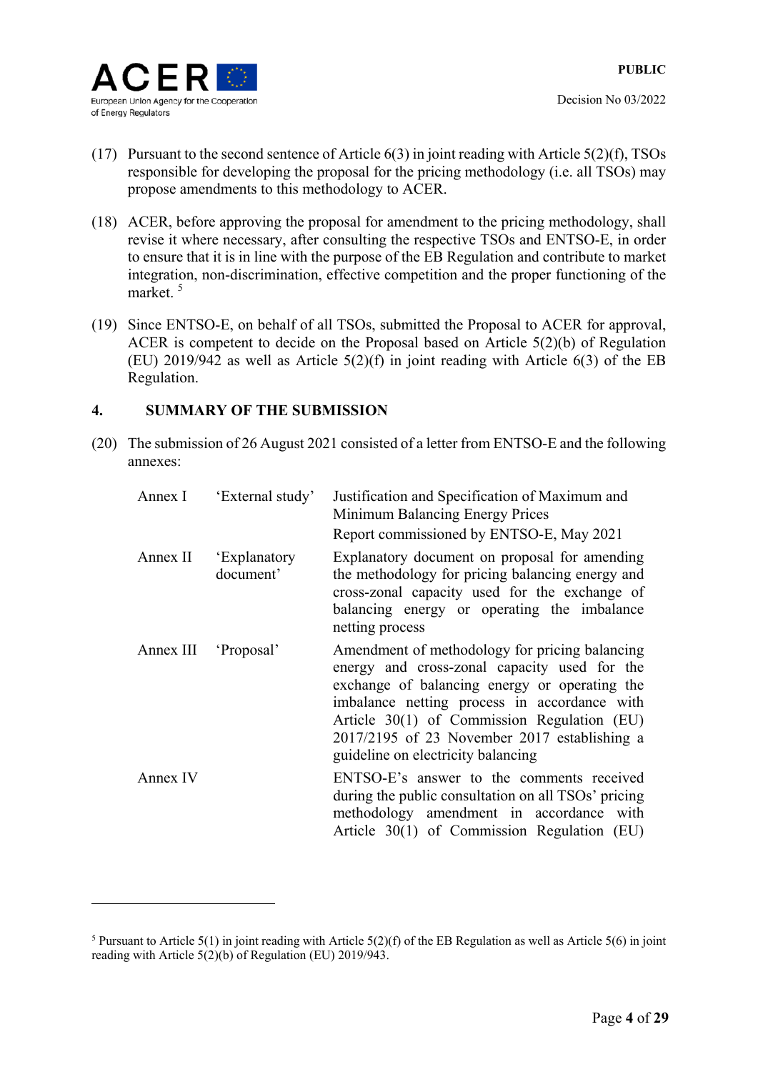(17) Pursuant to the second sentence of Article 6(3) in joint reading with Article 5(2)(f), TSOs responsible for developing the proposal for the pricing methodology (i.e. all TSOs) may propose amendments to this methodology to ACER.

(18) ACER, before approving the proposal for amendment to the pricing methodology, shall revise it where necessary, after consulting the respective TSOs and ENTSO-E, in order to ensure that it is in line with the purpose of the EB Regulation and contribute to market integration, non-discrimination, effective competition and the proper functioning of the market. [5]

(19) Since ENTSO-E, on behalf of all TSOs, submitted the Proposal to ACER for approval, ACER is competent to decide on the Proposal based on Article 5(2)(b) of Regulation (EU) 2019/942 as well as Article 5(2)(f) in joint reading with Article 6(3) of the EB Regulation.

## 4. SUMMARY OF THE SUBMISSION

(20) The submission of 26 August 2021 consisted of a letter from ENTSO-E and the following annexes:

| | | |
|---|---|---|
| Annex I | 'External study' | Justification and Specification of Maximum and Minimum Balancing Energy Prices<br>Report commissioned by ENTSO-E, May 2021 |
| Annex II | 'Explanatory document' | Explanatory document on proposal for amending the methodology for pricing balancing energy and cross-zonal capacity used for the exchange of balancing energy or operating the imbalance netting process |
| Annex III | 'Proposal' | Amendment of methodology for pricing balancing energy and cross-zonal capacity used for the exchange of balancing energy or operating the imbalance netting process in accordance with Article 30(1) of Commission Regulation (EU) 2017/2195 of 23 November 2017 establishing a guideline on electricity balancing |
| Annex IV | | ENTSO-E's answer to the comments received during the public consultation on all TSOs' pricing methodology amendment in accordance with Article 30(1) of Commission Regulation (EU) |

---

[5] Pursuant to Article 5(1) in joint reading with Article 5(2)(f) of the EB Regulation as well as Article 5(6) in joint reading with Article 5(2)(b) of Regulation (EU) 2019/943.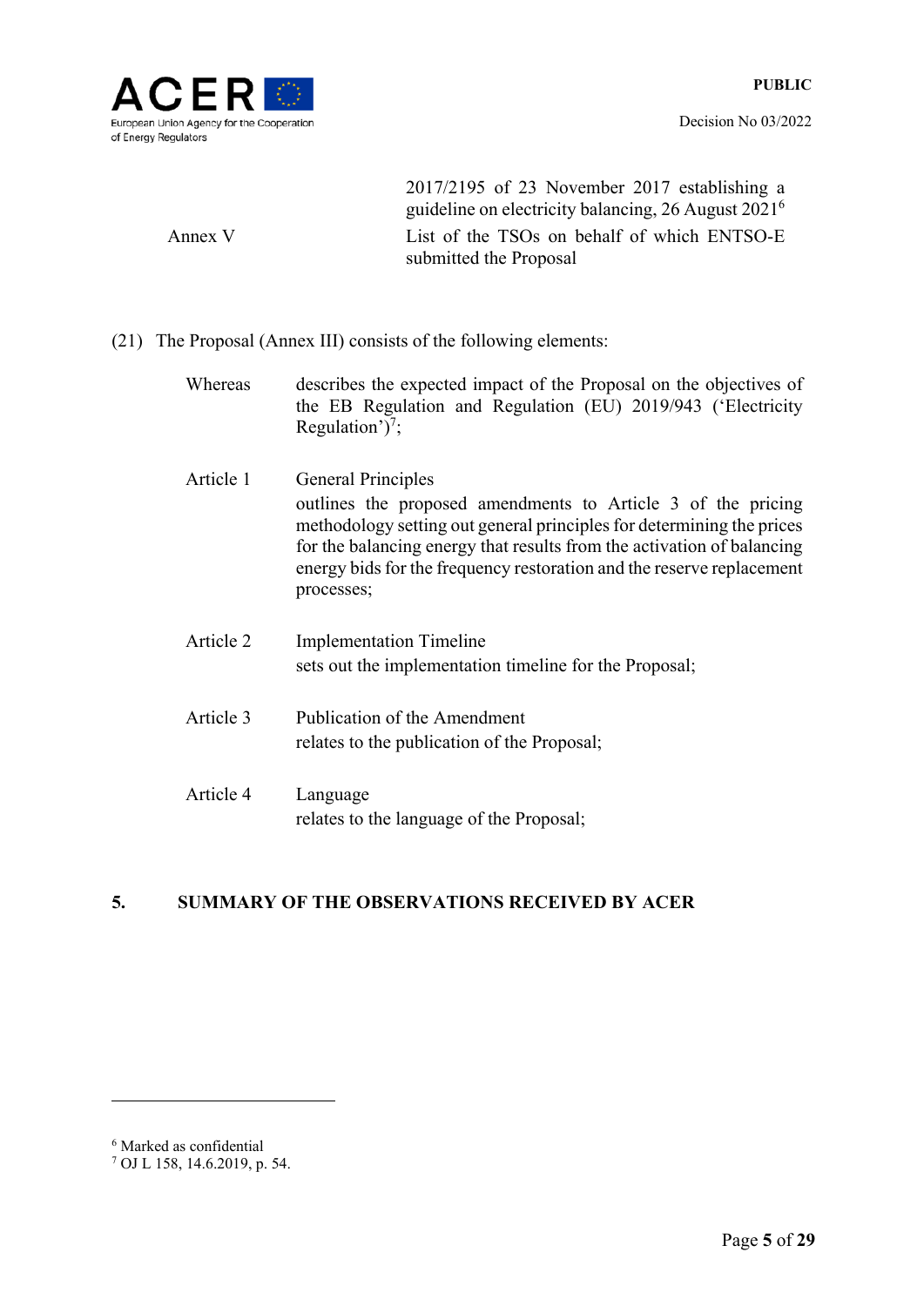| | |
|---|---|
| | 2017/2195 of 23 November 2017 establishing a guideline on electricity balancing, 26 August 2021[6] |
| Annex V | List of the TSOs on behalf of which ENTSO-E submitted the Proposal |

(21) The Proposal (Annex III) consists of the following elements:

| | |
|---|---|
| Whereas | describes the expected impact of the Proposal on the objectives of the EB Regulation and Regulation (EU) 2019/943 ('Electricity Regulation')[7]; |
| Article 1 | General Principles<br>outlines the proposed amendments to Article 3 of the pricing methodology setting out general principles for determining the prices for the balancing energy that results from the activation of balancing energy bids for the frequency restoration and the reserve replacement processes; |
| Article 2 | Implementation Timeline<br>sets out the implementation timeline for the Proposal; |
| Article 3 | Publication of the Amendment<br>relates to the publication of the Proposal; |
| Article 4 | Language<br>relates to the language of the Proposal; |

## 5. SUMMARY OF THE OBSERVATIONS RECEIVED BY ACER

---

[6] Marked as confidential

[7] OJ L 158, 14.6.2019, p. 54.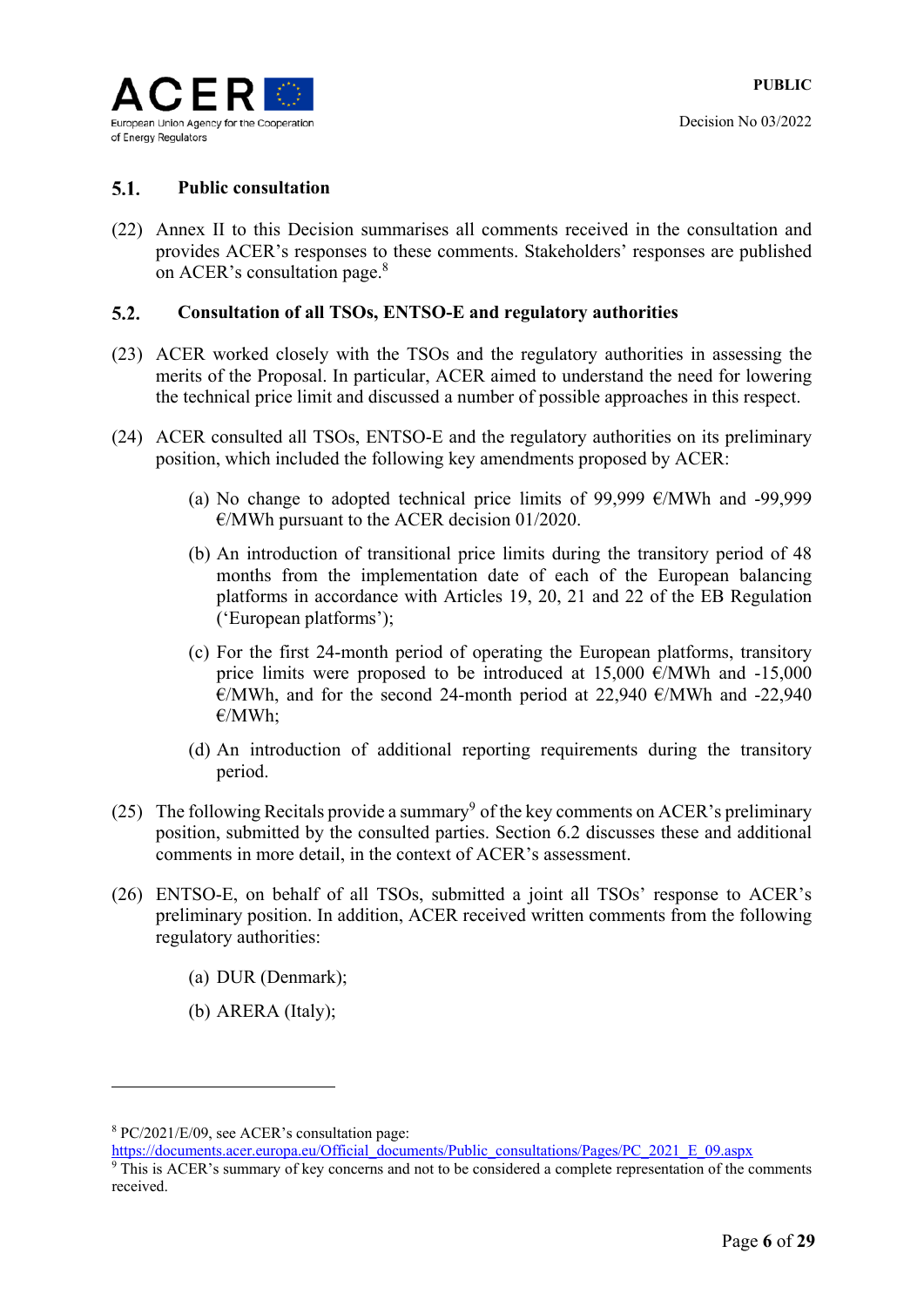### 5.1. Public consultation

(22) Annex II to this Decision summarises all comments received in the consultation and provides ACER's responses to these comments. Stakeholders' responses are published on ACER's consultation page.[8]

### 5.2. Consultation of all TSOs, ENTSO-E and regulatory authorities

(23) ACER worked closely with the TSOs and the regulatory authorities in assessing the merits of the Proposal. In particular, ACER aimed to understand the need for lowering the technical price limit and discussed a number of possible approaches in this respect.

(24) ACER consulted all TSOs, ENTSO-E and the regulatory authorities on its preliminary position, which included the following key amendments proposed by ACER:

(a) No change to adopted technical price limits of 99,999 €/MWh and -99,999 €/MWh pursuant to the ACER decision 01/2020.

(b) An introduction of transitional price limits during the transitory period of 48 months from the implementation date of each of the European balancing platforms in accordance with Articles 19, 20, 21 and 22 of the EB Regulation ('European platforms');

(c) For the first 24-month period of operating the European platforms, transitory price limits were proposed to be introduced at 15,000 €/MWh and -15,000 €/MWh, and for the second 24-month period at 22,940 €/MWh and -22,940 €/MWh;

(d) An introduction of additional reporting requirements during the transitory period.

(25) The following Recitals provide a summary[9] of the key comments on ACER's preliminary position, submitted by the consulted parties. Section 6.2 discusses these and additional comments in more detail, in the context of ACER's assessment.

(26) ENTSO-E, on behalf of all TSOs, submitted a joint all TSOs' response to ACER's preliminary position. In addition, ACER received written comments from the following regulatory authorities:

(a) DUR (Denmark);

(b) ARERA (Italy);

---

[8] PC/2021/E/09, see ACER's consultation page: https://documents.acer.eu/Official_documents/Public_consultations/Pages/PC_2021_E_09.aspx

[9] This is ACER's summary of key concerns and not to be considered a complete representation of the comments received.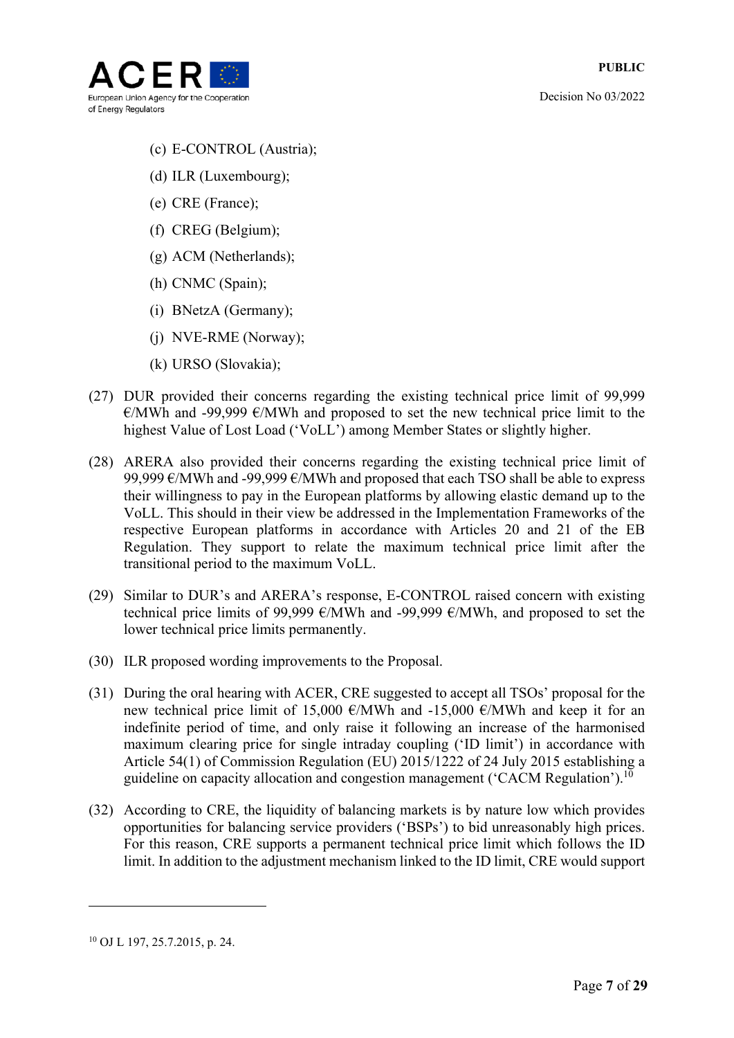(c) E-CONTROL (Austria);

(d) ILR (Luxembourg);

(e) CRE (France);

(f) CREG (Belgium);

(g) ACM (Netherlands);

(h) CNMC (Spain);

(i) BNetzA (Germany);

(j) NVE-RME (Norway);

(k) URSO (Slovakia);

(27) DUR provided their concerns regarding the existing technical price limit of 99,999 €/MWh and -99,999 €/MWh and proposed to set the new technical price limit to the highest Value of Lost Load ('VoLL') among Member States or slightly higher.

(28) ARERA also provided their concerns regarding the existing technical price limit of 99,999 €/MWh and -99,999 €/MWh and proposed that each TSO shall be able to express their willingness to pay in the European platforms by allowing elastic demand up to the VoLL. This should in their view be addressed in the Implementation Frameworks of the respective European platforms in accordance with Articles 20 and 21 of the EB Regulation. They support to relate the maximum technical price limit after the transitional period to the maximum VoLL.

(29) Similar to DUR's and ARERA's response, E-CONTROL raised concern with existing technical price limits of 99,999 €/MWh and -99,999 €/MWh, and proposed to set the lower technical price limits permanently.

(30) ILR proposed wording improvements to the Proposal.

(31) During the oral hearing with ACER, CRE suggested to accept all TSOs' proposal for the new technical price limit of 15,000 €/MWh and -15,000 €/MWh and keep it for an indefinite period of time, and only raise it following an increase of the harmonised maximum clearing price for single intraday coupling ('ID limit') in accordance with Article 54(1) of Commission Regulation (EU) 2015/1222 of 24 July 2015 establishing a guideline on capacity allocation and congestion management ('CACM Regulation').[10]

(32) According to CRE, the liquidity of balancing markets is by nature low which provides opportunities for balancing service providers ('BSPs') to bid unreasonably high prices. For this reason, CRE supports a permanent technical price limit which follows the ID limit. In addition to the adjustment mechanism linked to the ID limit, CRE would support

---

[10] OJ L 197, 25.7.2015, p. 24.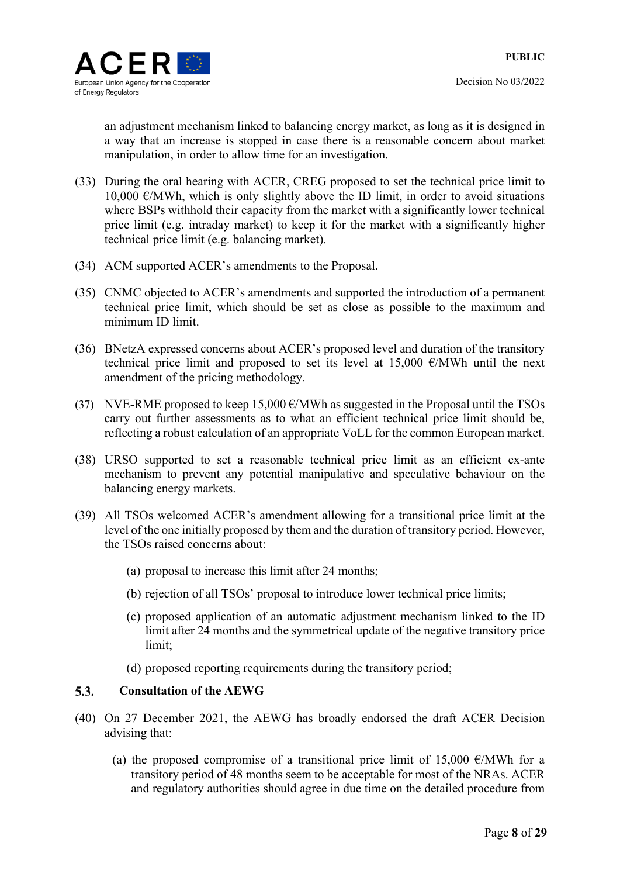an adjustment mechanism linked to balancing energy market, as long as it is designed in a way that an increase is stopped in case there is a reasonable concern about market manipulation, in order to allow time for an investigation.

(33) During the oral hearing with ACER, CREG proposed to set the technical price limit to 10,000 €/MWh, which is only slightly above the ID limit, in order to avoid situations where BSPs withhold their capacity from the market with a significantly lower technical price limit (e.g. intraday market) to keep it for the market with a significantly higher technical price limit (e.g. balancing market).

(34) ACM supported ACER's amendments to the Proposal.

(35) CNMC objected to ACER's amendments and supported the introduction of a permanent technical price limit, which should be set as close as possible to the maximum and minimum ID limit.

(36) BNetzA expressed concerns about ACER's proposed level and duration of the transitory technical price limit and proposed to set its level at 15,000 €/MWh until the next amendment of the pricing methodology.

(37) NVE-RME proposed to keep 15,000 €/MWh as suggested in the Proposal until the TSOs carry out further assessments as to what an efficient technical price limit should be, reflecting a robust calculation of an appropriate VoLL for the common European market.

(38) URSO supported to set a reasonable technical price limit as an efficient ex-ante mechanism to prevent any potential manipulative and speculative behaviour on the balancing energy markets.

(39) All TSOs welcomed ACER's amendment allowing for a transitional price limit at the level of the one initially proposed by them and the duration of transitory period. However, the TSOs raised concerns about:

   (a) proposal to increase this limit after 24 months;

   (b) rejection of all TSOs' proposal to introduce lower technical price limits;

   (c) proposed application of an automatic adjustment mechanism linked to the ID limit after 24 months and the symmetrical update of the negative transitory price limit;

   (d) proposed reporting requirements during the transitory period;

## 5.3. Consultation of the AEWG

(40) On 27 December 2021, the AEWG has broadly endorsed the draft ACER Decision advising that:

   (a) the proposed compromise of a transitional price limit of 15,000 €/MWh for a transitory period of 48 months seem to be acceptable for most of the NRAs. ACER and regulatory authorities should agree in due time on the detailed procedure from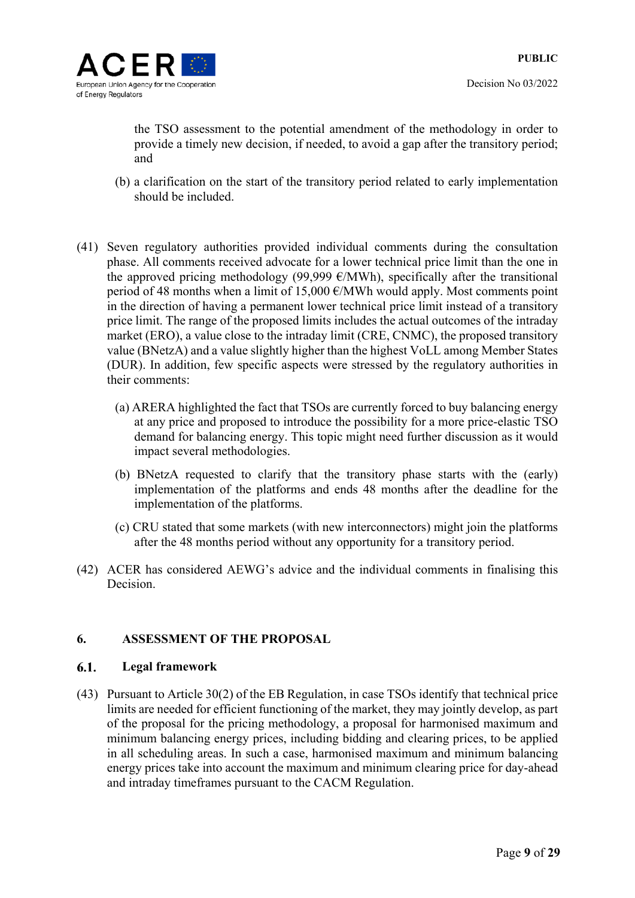the TSO assessment to the potential amendment of the methodology in order to provide a timely new decision, if needed, to avoid a gap after the transitory period; and

(b) a clarification on the start of the transitory period related to early implementation should be included.

(41) Seven regulatory authorities provided individual comments during the consultation phase. All comments received advocate for a lower technical price limit than the one in the approved pricing methodology (99,999 €/MWh), specifically after the transitional period of 48 months when a limit of 15,000 €/MWh would apply. Most comments point in the direction of having a permanent lower technical price limit instead of a transitory price limit. The range of the proposed limits includes the actual outcomes of the intraday market (ERO), a value close to the intraday limit (CRE, CNMC), the proposed transitory value (BNetzA) and a value slightly higher than the highest VoLL among Member States (DUR). In addition, few specific aspects were stressed by the regulatory authorities in their comments:

(a) ARERA highlighted the fact that TSOs are currently forced to buy balancing energy at any price and proposed to introduce the possibility for a more price-elastic TSO demand for balancing energy. This topic might need further discussion as it would impact several methodologies.

(b) BNetzA requested to clarify that the transitory phase starts with the (early) implementation of the platforms and ends 48 months after the deadline for the implementation of the platforms.

(c) CRU stated that some markets (with new interconnectors) might join the platforms after the 48 months period without any opportunity for a transitory period.

(42) ACER has considered AEWG's advice and the individual comments in finalising this Decision.

## 6. ASSESSMENT OF THE PROPOSAL

### 6.1. Legal framework

(43) Pursuant to Article 30(2) of the EB Regulation, in case TSOs identify that technical price limits are needed for efficient functioning of the market, they may jointly develop, as part of the proposal for the pricing methodology, a proposal for harmonised maximum and minimum balancing energy prices, including bidding and clearing prices, to be applied in all scheduling areas. In such a case, harmonised maximum and minimum balancing energy prices take into account the maximum and minimum clearing price for day-ahead and intraday timeframes pursuant to the CACM Regulation.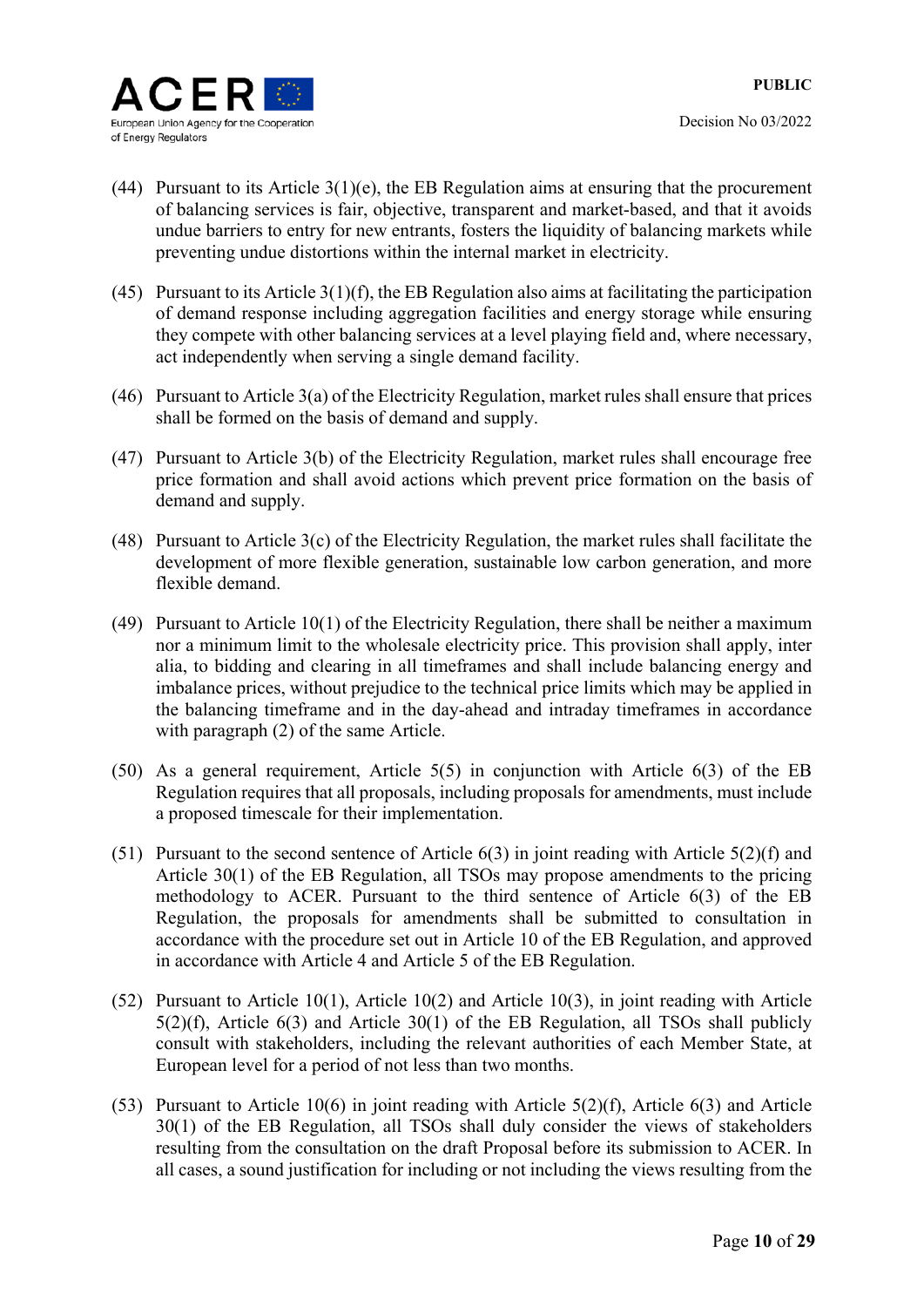(44) Pursuant to its Article 3(1)(e), the EB Regulation aims at ensuring that the procurement of balancing services is fair, objective, transparent and market-based, and that it avoids undue barriers to entry for new entrants, fosters the liquidity of balancing markets while preventing undue distortions within the internal market in electricity.

(45) Pursuant to its Article 3(1)(f), the EB Regulation also aims at facilitating the participation of demand response including aggregation facilities and energy storage while ensuring they compete with other balancing services at a level playing field and, where necessary, act independently when serving a single demand facility.

(46) Pursuant to Article 3(a) of the Electricity Regulation, market rules shall ensure that prices shall be formed on the basis of demand and supply.

(47) Pursuant to Article 3(b) of the Electricity Regulation, market rules shall encourage free price formation and shall avoid actions which prevent price formation on the basis of demand and supply.

(48) Pursuant to Article 3(c) of the Electricity Regulation, the market rules shall facilitate the development of more flexible generation, sustainable low carbon generation, and more flexible demand.

(49) Pursuant to Article 10(1) of the Electricity Regulation, there shall be neither a maximum nor a minimum limit to the wholesale electricity price. This provision shall apply, inter alia, to bidding and clearing in all timeframes and shall include balancing energy and imbalance prices, without prejudice to the technical price limits which may be applied in the balancing timeframe and in the day-ahead and intraday timeframes in accordance with paragraph (2) of the same Article.

(50) As a general requirement, Article 5(5) in conjunction with Article 6(3) of the EB Regulation requires that all proposals, including proposals for amendments, must include a proposed timescale for their implementation.

(51) Pursuant to the second sentence of Article 6(3) in joint reading with Article 5(2)(f) and Article 30(1) of the EB Regulation, all TSOs may propose amendments to the pricing methodology to ACER. Pursuant to the third sentence of Article 6(3) of the EB Regulation, the proposals for amendments shall be submitted to consultation in accordance with the procedure set out in Article 10 of the EB Regulation, and approved in accordance with Article 4 and Article 5 of the EB Regulation.

(52) Pursuant to Article 10(1), Article 10(2) and Article 10(3), in joint reading with Article 5(2)(f), Article 6(3) and Article 30(1) of the EB Regulation, all TSOs shall publicly consult with stakeholders, including the relevant authorities of each Member State, at European level for a period of not less than two months.

(53) Pursuant to Article 10(6) in joint reading with Article 5(2)(f), Article 6(3) and Article 30(1) of the EB Regulation, all TSOs shall duly consider the views of stakeholders resulting from the consultation on the draft Proposal before its submission to ACER. In all cases, a sound justification for including or not including the views resulting from the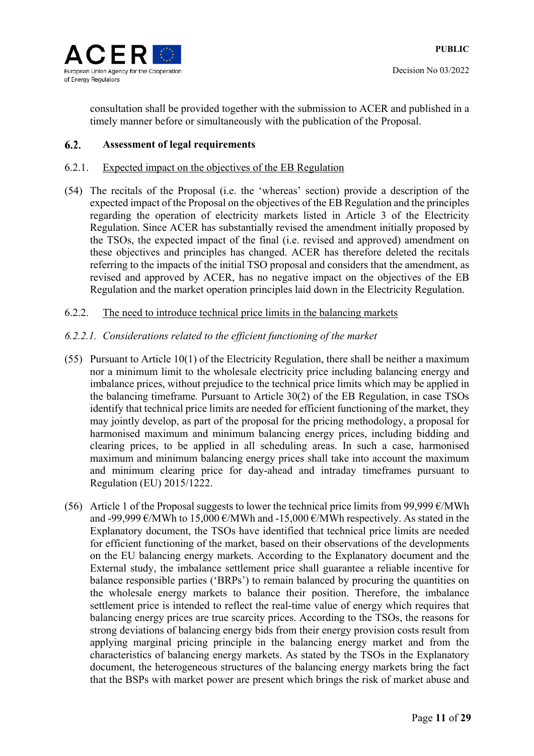consultation shall be provided together with the submission to ACER and published in a timely manner before or simultaneously with the publication of the Proposal.

## 6.2. Assessment of legal requirements

### 6.2.1. Expected impact on the objectives of the EB Regulation

(54) The recitals of the Proposal (i.e. the 'whereas' section) provide a description of the expected impact of the Proposal on the objectives of the EB Regulation and the principles regarding the operation of electricity markets listed in Article 3 of the Electricity Regulation. Since ACER has substantially revised the amendment initially proposed by the TSOs, the expected impact of the final (i.e. revised and approved) amendment on these objectives and principles has changed. ACER has therefore deleted the recitals referring to the impacts of the initial TSO proposal and considers that the amendment, as revised and approved by ACER, has no negative impact on the objectives of the EB Regulation and the market operation principles laid down in the Electricity Regulation.

### 6.2.2. The need to introduce technical price limits in the balancing markets

#### *6.2.2.1. Considerations related to the efficient functioning of the market*

(55) Pursuant to Article 10(1) of the Electricity Regulation, there shall be neither a maximum nor a minimum limit to the wholesale electricity price including balancing energy and imbalance prices, without prejudice to the technical price limits which may be applied in the balancing timeframe*.* Pursuant to Article 30(2) of the EB Regulation, in case TSOs identify that technical price limits are needed for efficient functioning of the market, they may jointly develop, as part of the proposal for the pricing methodology, a proposal for harmonised maximum and minimum balancing energy prices, including bidding and clearing prices, to be applied in all scheduling areas. In such a case, harmonised maximum and minimum balancing energy prices shall take into account the maximum and minimum clearing price for day-ahead and intraday timeframes pursuant to Regulation (EU) 2015/1222.

(56) Article 1 of the Proposal suggests to lower the technical price limits from 99,999 €/MWh and -99,999 €/MWh to 15,000 €/MWh and -15,000 €/MWh respectively. As stated in the Explanatory document, the TSOs have identified that technical price limits are needed for efficient functioning of the market, based on their observations of the developments on the EU balancing energy markets. According to the Explanatory document and the External study, the imbalance settlement price shall guarantee a reliable incentive for balance responsible parties ('BRPs') to remain balanced by procuring the quantities on the wholesale energy markets to balance their position. Therefore, the imbalance settlement price is intended to reflect the real-time value of energy which requires that balancing energy prices are true scarcity prices. According to the TSOs, the reasons for strong deviations of balancing energy bids from their energy provision costs result from applying marginal pricing principle in the balancing energy market and from the characteristics of balancing energy markets. As stated by the TSOs in the Explanatory document, the heterogeneous structures of the balancing energy markets bring the fact that the BSPs with market power are present which brings the risk of market abuse and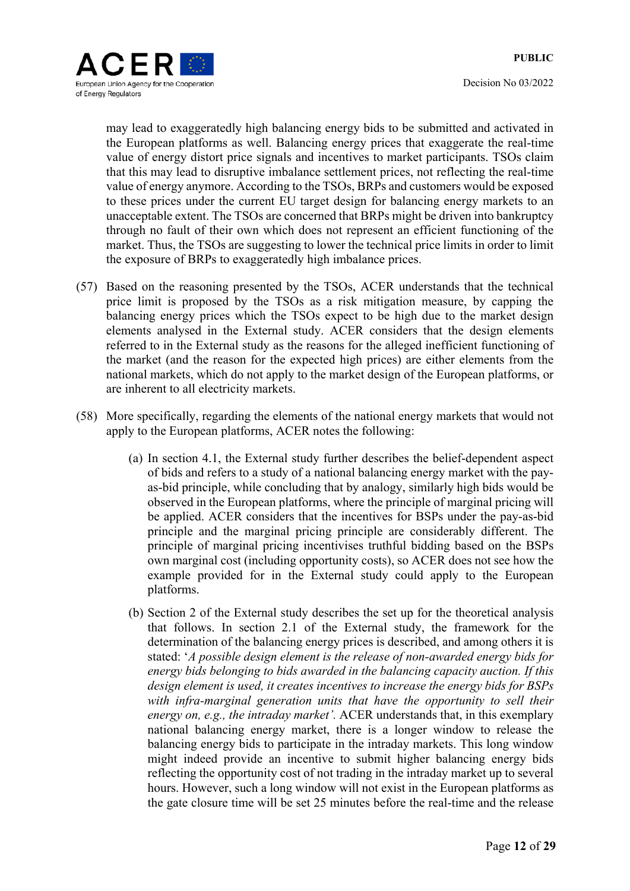may lead to exaggeratedly high balancing energy bids to be submitted and activated in the European platforms as well. Balancing energy prices that exaggerate the real-time value of energy distort price signals and incentives to market participants. TSOs claim that this may lead to disruptive imbalance settlement prices, not reflecting the real-time value of energy anymore. According to the TSOs, BRPs and customers would be exposed to these prices under the current EU target design for balancing energy markets to an unacceptable extent. The TSOs are concerned that BRPs might be driven into bankruptcy through no fault of their own which does not represent an efficient functioning of the market. Thus, the TSOs are suggesting to lower the technical price limits in order to limit the exposure of BRPs to exaggeratedly high imbalance prices.

(57) Based on the reasoning presented by the TSOs, ACER understands that the technical price limit is proposed by the TSOs as a risk mitigation measure, by capping the balancing energy prices which the TSOs expect to be high due to the market design elements analysed in the External study. ACER considers that the design elements referred to in the External study as the reasons for the alleged inefficient functioning of the market (and the reason for the expected high prices) are either elements from the national markets, which do not apply to the market design of the European platforms, or are inherent to all electricity markets.

(58) More specifically, regarding the elements of the national energy markets that would not apply to the European platforms, ACER notes the following:

(a) In section 4.1, the External study further describes the belief-dependent aspect of bids and refers to a study of a national balancing energy market with the pay-as-bid principle, while concluding that by analogy, similarly high bids would be observed in the European platforms, where the principle of marginal pricing will be applied. ACER considers that the incentives for BSPs under the pay-as-bid principle and the marginal pricing principle are considerably different. The principle of marginal pricing incentivises truthful bidding based on the BSPs own marginal cost (including opportunity costs), so ACER does not see how the example provided for in the External study could apply to the European platforms.

(b) Section 2 of the External study describes the set up for the theoretical analysis that follows. In section 2.1 of the External study, the framework for the determination of the balancing energy prices is described, and among others it is stated: '*A possible design element is the release of non-awarded energy bids for energy bids belonging to bids awarded in the balancing capacity auction. If this design element is used, it creates incentives to increase the energy bids for BSPs with infra-marginal generation units that have the opportunity to sell their energy on, e.g., the intraday market'*. ACER understands that, in this exemplary national balancing energy market, there is a longer window to release the balancing energy bids to participate in the intraday markets. This long window might indeed provide an incentive to submit higher balancing energy bids reflecting the opportunity cost of not trading in the intraday market up to several hours. However, such a long window will not exist in the European platforms as the gate closure time will be set 25 minutes before the real-time and the release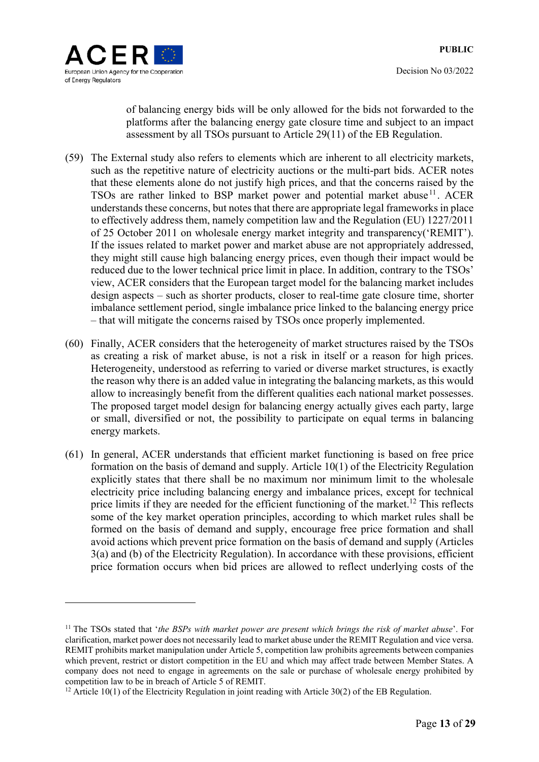of balancing energy bids will be only allowed for the bids not forwarded to the platforms after the balancing energy gate closure time and subject to an impact assessment by all TSOs pursuant to Article 29(11) of the EB Regulation.

(59) The External study also refers to elements which are inherent to all electricity markets, such as the repetitive nature of electricity auctions or the multi-part bids. ACER notes that these elements alone do not justify high prices, and that the concerns raised by the TSOs are rather linked to BSP market power and potential market abuse[11]. ACER understands these concerns, but notes that there are appropriate legal frameworks in place to effectively address them, namely competition law and the Regulation (EU) 1227/2011 of 25 October 2011 on wholesale energy market integrity and transparency('REMIT'). If the issues related to market power and market abuse are not appropriately addressed, they might still cause high balancing energy prices, even though their impact would be reduced due to the lower technical price limit in place. In addition, contrary to the TSOs' view, ACER considers that the European target model for the balancing market includes design aspects – such as shorter products, closer to real-time gate closure time, shorter imbalance settlement period, single imbalance price linked to the balancing energy price – that will mitigate the concerns raised by TSOs once properly implemented.

(60) Finally, ACER considers that the heterogeneity of market structures raised by the TSOs as creating a risk of market abuse, is not a risk in itself or a reason for high prices. Heterogeneity, understood as referring to varied or diverse market structures, is exactly the reason why there is an added value in integrating the balancing markets, as this would allow to increasingly benefit from the different qualities each national market possesses. The proposed target model design for balancing energy actually gives each party, large or small, diversified or not, the possibility to participate on equal terms in balancing energy markets.

(61) In general, ACER understands that efficient market functioning is based on free price formation on the basis of demand and supply. Article 10(1) of the Electricity Regulation explicitly states that there shall be no maximum nor minimum limit to the wholesale electricity price including balancing energy and imbalance prices, except for technical price limits if they are needed for the efficient functioning of the market.[12] This reflects some of the key market operation principles, according to which market rules shall be formed on the basis of demand and supply, encourage free price formation and shall avoid actions which prevent price formation on the basis of demand and supply (Articles 3(a) and (b) of the Electricity Regulation). In accordance with these provisions, efficient price formation occurs when bid prices are allowed to reflect underlying costs of the

---

[11] The TSOs stated that '*the BSPs with market power are present which brings the risk of market abuse*'. For clarification, market power does not necessarily lead to market abuse under the REMIT Regulation and vice versa. REMIT prohibits market manipulation under Article 5, competition law prohibits agreements between companies which prevent, restrict or distort competition in the EU and which may affect trade between Member States. A company does not need to engage in agreements on the sale or purchase of wholesale energy prohibited by competition law to be in breach of Article 5 of REMIT.

[12] Article 10(1) of the Electricity Regulation in joint reading with Article 30(2) of the EB Regulation.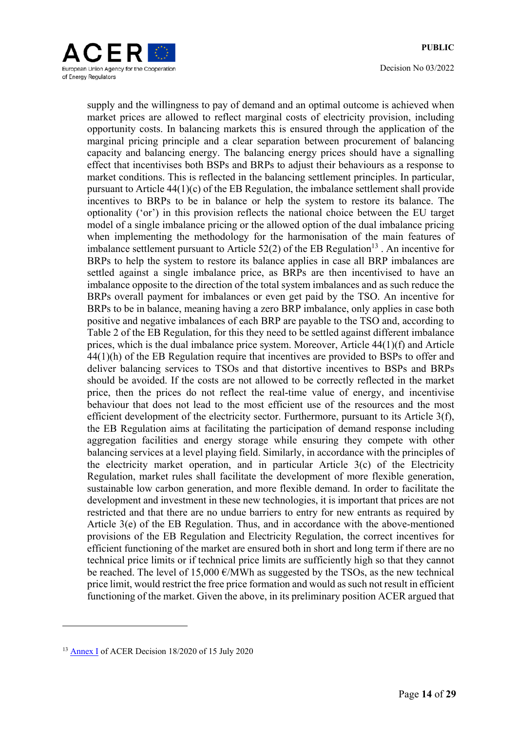supply and the willingness to pay of demand and an optimal outcome is achieved when market prices are allowed to reflect marginal costs of electricity provision, including opportunity costs. In balancing markets this is ensured through the application of the marginal pricing principle and a clear separation between procurement of balancing capacity and balancing energy. The balancing energy prices should have a signalling effect that incentivises both BSPs and BRPs to adjust their behaviours as a response to market conditions. This is reflected in the balancing settlement principles. In particular, pursuant to Article 44(1)(c) of the EB Regulation, the imbalance settlement shall provide incentives to BRPs to be in balance or help the system to restore its balance. The optionality ('or') in this provision reflects the national choice between the EU target model of a single imbalance pricing or the allowed option of the dual imbalance pricing when implementing the methodology for the harmonisation of the main features of imbalance settlement pursuant to Article 52(2) of the EB Regulation[13] . An incentive for BRPs to help the system to restore its balance applies in case all BRP imbalances are settled against a single imbalance price, as BRPs are then incentivised to have an imbalance opposite to the direction of the total system imbalances and as such reduce the BRPs overall payment for imbalances or even get paid by the TSO. An incentive for BRPs to be in balance, meaning having a zero BRP imbalance, only applies in case both positive and negative imbalances of each BRP are payable to the TSO and, according to Table 2 of the EB Regulation, for this they need to be settled against different imbalance prices, which is the dual imbalance price system. Moreover, Article 44(1)(f) and Article 44(1)(h) of the EB Regulation require that incentives are provided to BSPs to offer and deliver balancing services to TSOs and that distortive incentives to BSPs and BRPs should be avoided. If the costs are not allowed to be correctly reflected in the market price, then the prices do not reflect the real-time value of energy, and incentivise behaviour that does not lead to the most efficient use of the resources and the most efficient development of the electricity sector. Furthermore, pursuant to its Article 3(f), the EB Regulation aims at facilitating the participation of demand response including aggregation facilities and energy storage while ensuring they compete with other balancing services at a level playing field. Similarly, in accordance with the principles of the electricity market operation, and in particular Article 3(c) of the Electricity Regulation, market rules shall facilitate the development of more flexible generation, sustainable low carbon generation, and more flexible demand. In order to facilitate the development and investment in these new technologies, it is important that prices are not restricted and that there are no undue barriers to entry for new entrants as required by Article 3(e) of the EB Regulation. Thus, and in accordance with the above-mentioned provisions of the EB Regulation and Electricity Regulation, the correct incentives for efficient functioning of the market are ensured both in short and long term if there are no technical price limits or if technical price limits are sufficiently high so that they cannot be reached. The level of 15,000 €/MWh as suggested by the TSOs, as the new technical price limit, would restrict the free price formation and would as such not result in efficient functioning of the market. Given the above, in its preliminary position ACER argued that

[13] Annex I of ACER Decision 18/2020 of 15 July 2020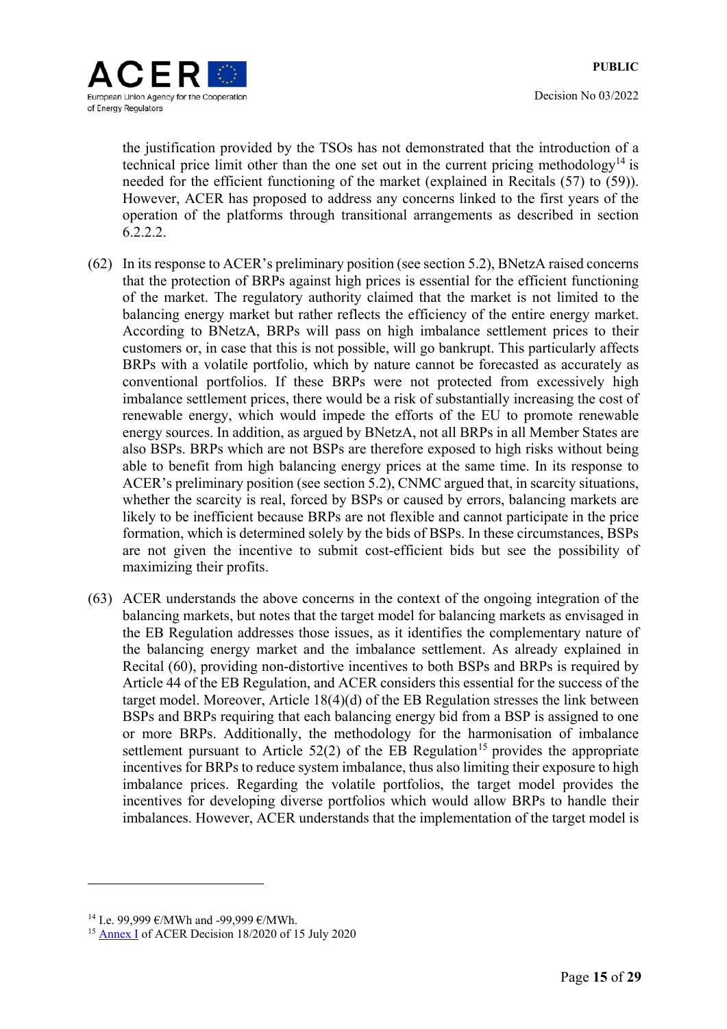the justification provided by the TSOs has not demonstrated that the introduction of a technical price limit other than the one set out in the current pricing methodology[14] is needed for the efficient functioning of the market (explained in Recitals (57) to (59)). However, ACER has proposed to address any concerns linked to the first years of the operation of the platforms through transitional arrangements as described in section 6.2.2.2.

(62) In its response to ACER's preliminary position (see section 5.2), BNetzA raised concerns that the protection of BRPs against high prices is essential for the efficient functioning of the market. The regulatory authority claimed that the market is not limited to the balancing energy market but rather reflects the efficiency of the entire energy market. According to BNetzA, BRPs will pass on high imbalance settlement prices to their customers or, in case that this is not possible, will go bankrupt. This particularly affects BRPs with a volatile portfolio, which by nature cannot be forecasted as accurately as conventional portfolios. If these BRPs were not protected from excessively high imbalance settlement prices, there would be a risk of substantially increasing the cost of renewable energy, which would impede the efforts of the EU to promote renewable energy sources. In addition, as argued by BNetzA, not all BRPs in all Member States are also BSPs. BRPs which are not BSPs are therefore exposed to high risks without being able to benefit from high balancing energy prices at the same time. In its response to ACER's preliminary position (see section 5.2), CNMC argued that, in scarcity situations, whether the scarcity is real, forced by BSPs or caused by errors, balancing markets are likely to be inefficient because BRPs are not flexible and cannot participate in the price formation, which is determined solely by the bids of BSPs. In these circumstances, BSPs are not given the incentive to submit cost-efficient bids but see the possibility of maximizing their profits.

(63) ACER understands the above concerns in the context of the ongoing integration of the balancing markets, but notes that the target model for balancing markets as envisaged in the EB Regulation addresses those issues, as it identifies the complementary nature of the balancing energy market and the imbalance settlement. As already explained in Recital (60), providing non-distortive incentives to both BSPs and BRPs is required by Article 44 of the EB Regulation, and ACER considers this essential for the success of the target model. Moreover, Article 18(4)(d) of the EB Regulation stresses the link between BSPs and BRPs requiring that each balancing energy bid from a BSP is assigned to one or more BRPs. Additionally, the methodology for the harmonisation of imbalance settlement pursuant to Article 52(2) of the EB Regulation[15] provides the appropriate incentives for BRPs to reduce system imbalance, thus also limiting their exposure to high imbalance prices. Regarding the volatile portfolios, the target model provides the incentives for developing diverse portfolios which would allow BRPs to handle their imbalances. However, ACER understands that the implementation of the target model is

---

[14] I.e. 99,999 €/MWh and -99,999 €/MWh.

[15] Annex I of ACER Decision 18/2020 of 15 July 2020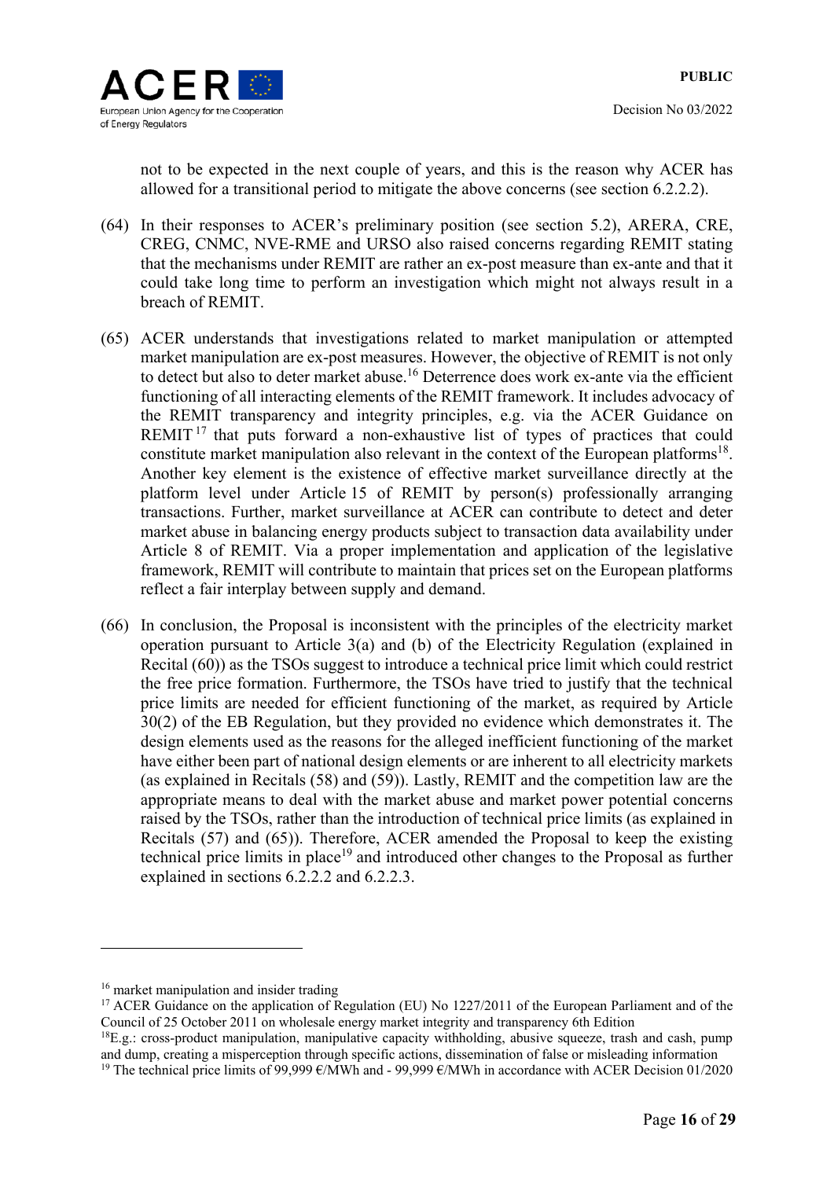not to be expected in the next couple of years, and this is the reason why ACER has allowed for a transitional period to mitigate the above concerns (see section 6.2.2.2).

(64) In their responses to ACER's preliminary position (see section 5.2), ARERA, CRE, CREG, CNMC, NVE-RME and URSO also raised concerns regarding REMIT stating that the mechanisms under REMIT are rather an ex-post measure than ex-ante and that it could take long time to perform an investigation which might not always result in a breach of REMIT.

(65) ACER understands that investigations related to market manipulation or attempted market manipulation are ex-post measures. However, the objective of REMIT is not only to detect but also to deter market abuse.[16] Deterrence does work ex-ante via the efficient functioning of all interacting elements of the REMIT framework. It includes advocacy of the REMIT transparency and integrity principles, e.g. via the ACER Guidance on REMIT[17] that puts forward a non-exhaustive list of types of practices that could constitute market manipulation also relevant in the context of the European platforms[18]. Another key element is the existence of effective market surveillance directly at the platform level under Article 15 of REMIT by person(s) professionally arranging transactions. Further, market surveillance at ACER can contribute to detect and deter market abuse in balancing energy products subject to transaction data availability under Article 8 of REMIT. Via a proper implementation and application of the legislative framework, REMIT will contribute to maintain that prices set on the European platforms reflect a fair interplay between supply and demand.

(66) In conclusion, the Proposal is inconsistent with the principles of the electricity market operation pursuant to Article 3(a) and (b) of the Electricity Regulation (explained in Recital (60)) as the TSOs suggest to introduce a technical price limit which could restrict the free price formation. Furthermore, the TSOs have tried to justify that the technical price limits are needed for efficient functioning of the market, as required by Article 30(2) of the EB Regulation, but they provided no evidence which demonstrates it. The design elements used as the reasons for the alleged inefficient functioning of the market have either been part of national design elements or are inherent to all electricity markets (as explained in Recitals (58) and (59)). Lastly, REMIT and the competition law are the appropriate means to deal with the market abuse and market power potential concerns raised by the TSOs, rather than the introduction of technical price limits (as explained in Recitals (57) and (65)). Therefore, ACER amended the Proposal to keep the existing technical price limits in place[19] and introduced other changes to the Proposal as further explained in sections 6.2.2.2 and 6.2.2.3.

---

[16] market manipulation and insider trading

[17] ACER Guidance on the application of Regulation (EU) No 1227/2011 of the European Parliament and of the Council of 25 October 2011 on wholesale energy market integrity and transparency 6th Edition

[18] E.g.: cross-product manipulation, manipulative capacity withholding, abusive squeeze, trash and cash, pump and dump, creating a misperception through specific actions, dissemination of false or misleading information

[19] The technical price limits of 99,999 €/MWh and - 99,999 €/MWh in accordance with ACER Decision 01/2020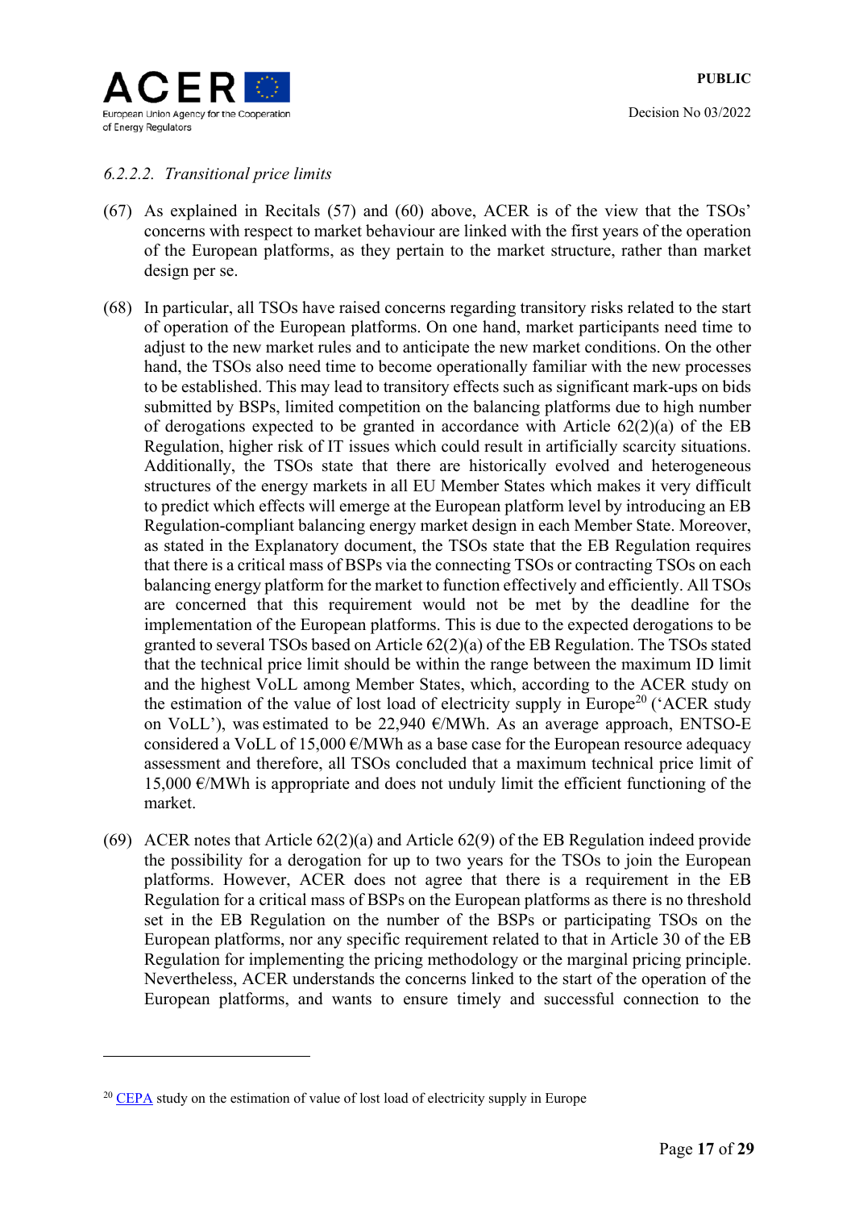#### *6.2.2.2. Transitional price limits*

(67) As explained in Recitals (57) and (60) above, ACER is of the view that the TSOs' concerns with respect to market behaviour are linked with the first years of the operation of the European platforms, as they pertain to the market structure, rather than market design per se.

(68) In particular, all TSOs have raised concerns regarding transitory risks related to the start of operation of the European platforms. On one hand, market participants need time to adjust to the new market rules and to anticipate the new market conditions. On the other hand, the TSOs also need time to become operationally familiar with the new processes to be established. This may lead to transitory effects such as significant mark-ups on bids submitted by BSPs, limited competition on the balancing platforms due to high number of derogations expected to be granted in accordance with Article 62(2)(a) of the EB Regulation, higher risk of IT issues which could result in artificially scarcity situations. Additionally, the TSOs state that there are historically evolved and heterogeneous structures of the energy markets in all EU Member States which makes it very difficult to predict which effects will emerge at the European platform level by introducing an EB Regulation-compliant balancing energy market design in each Member State. Moreover, as stated in the Explanatory document, the TSOs state that the EB Regulation requires that there is a critical mass of BSPs via the connecting TSOs or contracting TSOs on each balancing energy platform for the market to function effectively and efficiently. All TSOs are concerned that this requirement would not be met by the deadline for the implementation of the European platforms. This is due to the expected derogations to be granted to several TSOs based on Article 62(2)(a) of the EB Regulation. The TSOs stated that the technical price limit should be within the range between the maximum ID limit and the highest VoLL among Member States, which, according to the ACER study on the estimation of the value of lost load of electricity supply in Europe[20] ('ACER study on VoLL'), was estimated to be 22,940 €/MWh. As an average approach, ENTSO-E considered a VoLL of 15,000 €/MWh as a base case for the European resource adequacy assessment and therefore, all TSOs concluded that a maximum technical price limit of 15,000 €/MWh is appropriate and does not unduly limit the efficient functioning of the market.

(69) ACER notes that Article 62(2)(a) and Article 62(9) of the EB Regulation indeed provide the possibility for a derogation for up to two years for the TSOs to join the European platforms. However, ACER does not agree that there is a requirement in the EB Regulation for a critical mass of BSPs on the European platforms as there is no threshold set in the EB Regulation on the number of the BSPs or participating TSOs on the European platforms, nor any specific requirement related to that in Article 30 of the EB Regulation for implementing the pricing methodology or the marginal pricing principle. Nevertheless, ACER understands the concerns linked to the start of the operation of the European platforms, and wants to ensure timely and successful connection to the

---

[20] CEPA study on the estimation of value of lost load of electricity supply in Europe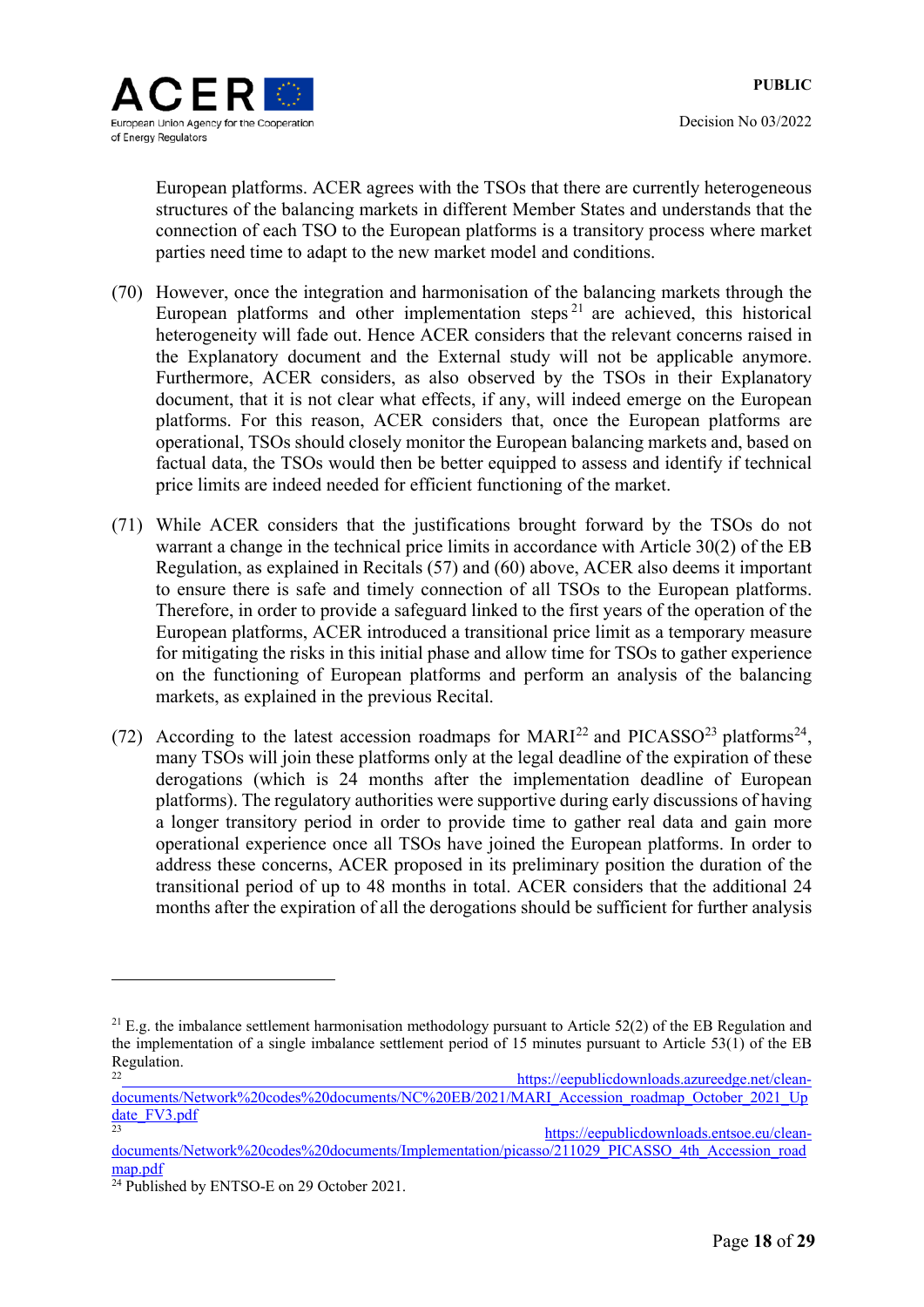European platforms. ACER agrees with the TSOs that there are currently heterogeneous structures of the balancing markets in different Member States and understands that the connection of each TSO to the European platforms is a transitory process where market parties need time to adapt to the new market model and conditions.

(70) However, once the integration and harmonisation of the balancing markets through the European platforms and other implementation steps[21] are achieved, this historical heterogeneity will fade out. Hence ACER considers that the relevant concerns raised in the Explanatory document and the External study will not be applicable anymore. Furthermore, ACER considers, as also observed by the TSOs in their Explanatory document, that it is not clear what effects, if any, will indeed emerge on the European platforms. For this reason, ACER considers that, once the European platforms are operational, TSOs should closely monitor the European balancing markets and, based on factual data, the TSOs would then be better equipped to assess and identify if technical price limits are indeed needed for efficient functioning of the market.

(71) While ACER considers that the justifications brought forward by the TSOs do not warrant a change in the technical price limits in accordance with Article 30(2) of the EB Regulation, as explained in Recitals (57) and (60) above, ACER also deems it important to ensure there is safe and timely connection of all TSOs to the European platforms. Therefore, in order to provide a safeguard linked to the first years of the operation of the European platforms, ACER introduced a transitional price limit as a temporary measure for mitigating the risks in this initial phase and allow time for TSOs to gather experience on the functioning of European platforms and perform an analysis of the balancing markets, as explained in the previous Recital.

(72) According to the latest accession roadmaps for MARI[22] and PICASSO[23] platforms[24], many TSOs will join these platforms only at the legal deadline of the expiration of these derogations (which is 24 months after the implementation deadline of European platforms). The regulatory authorities were supportive during early discussions of having a longer transitory period in order to provide time to gather real data and gain more operational experience once all TSOs have joined the European platforms. In order to address these concerns, ACER proposed in its preliminary position the duration of the transitional period of up to 48 months in total. ACER considers that the additional 24 months after the expiration of all the derogations should be sufficient for further analysis

---

[21] E.g. the imbalance settlement harmonisation methodology pursuant to Article 52(2) of the EB Regulation and the implementation of a single imbalance settlement period of 15 minutes pursuant to Article 53(1) of the EB Regulation.

[22] https://eepublicdownloads.azureedge.net/clean-documents/Network%20codes%20documents/NC%20EB/2021/MARI_Accession_roadmap_October_2021_Update_FV3.pdf

[23] https://eepublicdownloads.entsoe.eu/clean-documents/Network%20codes%20documents/Implementation/picasso/211029_PICASSO_4th_Accession_roadmap.pdf

[24] Published by ENTSO-E on 29 October 2021.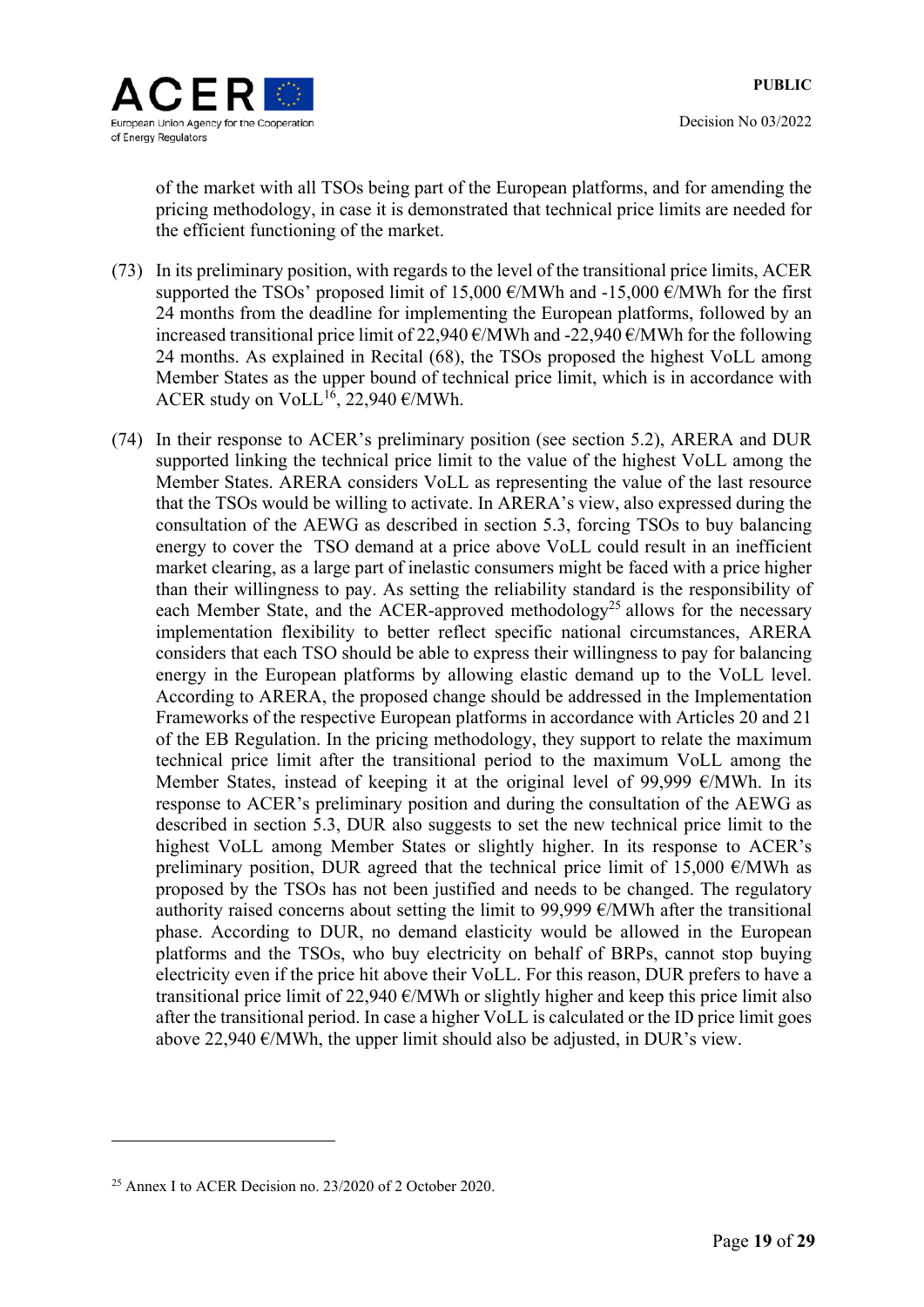of the market with all TSOs being part of the European platforms, and for amending the pricing methodology, in case it is demonstrated that technical price limits are needed for the efficient functioning of the market.

(73) In its preliminary position, with regards to the level of the transitional price limits, ACER supported the TSOs' proposed limit of 15,000 €/MWh and -15,000 €/MWh for the first 24 months from the deadline for implementing the European platforms, followed by an increased transitional price limit of 22,940 €/MWh and -22,940 €/MWh for the following 24 months. As explained in Recital (68), the TSOs proposed the highest VoLL among Member States as the upper bound of technical price limit, which is in accordance with ACER study on VoLL[16], 22,940 €/MWh.

(74) In their response to ACER's preliminary position (see section 5.2), ARERA and DUR supported linking the technical price limit to the value of the highest VoLL among the Member States. ARERA considers VoLL as representing the value of the last resource that the TSOs would be willing to activate. In ARERA's view, also expressed during the consultation of the AEWG as described in section 5.3, forcing TSOs to buy balancing energy to cover the TSO demand at a price above VoLL could result in an inefficient market clearing, as a large part of inelastic consumers might be faced with a price higher than their willingness to pay. As setting the reliability standard is the responsibility of each Member State, and the ACER-approved methodology[25] allows for the necessary implementation flexibility to better reflect specific national circumstances, ARERA considers that each TSO should be able to express their willingness to pay for balancing energy in the European platforms by allowing elastic demand up to the VoLL level. According to ARERA, the proposed change should be addressed in the Implementation Frameworks of the respective European platforms in accordance with Articles 20 and 21 of the EB Regulation. In the pricing methodology, they support to relate the maximum technical price limit after the transitional period to the maximum VoLL among the Member States, instead of keeping it at the original level of 99,999 €/MWh. In its response to ACER's preliminary position and during the consultation of the AEWG as described in section 5.3, DUR also suggests to set the new technical price limit to the highest VoLL among Member States or slightly higher. In its response to ACER's preliminary position, DUR agreed that the technical price limit of 15,000 €/MWh as proposed by the TSOs has not been justified and needs to be changed. The regulatory authority raised concerns about setting the limit to 99,999 €/MWh after the transitional phase. According to DUR, no demand elasticity would be allowed in the European platforms and the TSOs, who buy electricity on behalf of BRPs, cannot stop buying electricity even if the price hit above their VoLL. For this reason, DUR prefers to have a transitional price limit of 22,940 €/MWh or slightly higher and keep this price limit also after the transitional period. In case a higher VoLL is calculated or the ID price limit goes above 22,940 €/MWh, the upper limit should also be adjusted, in DUR's view.

---

[25] Annex I to ACER Decision no. 23/2020 of 2 October 2020.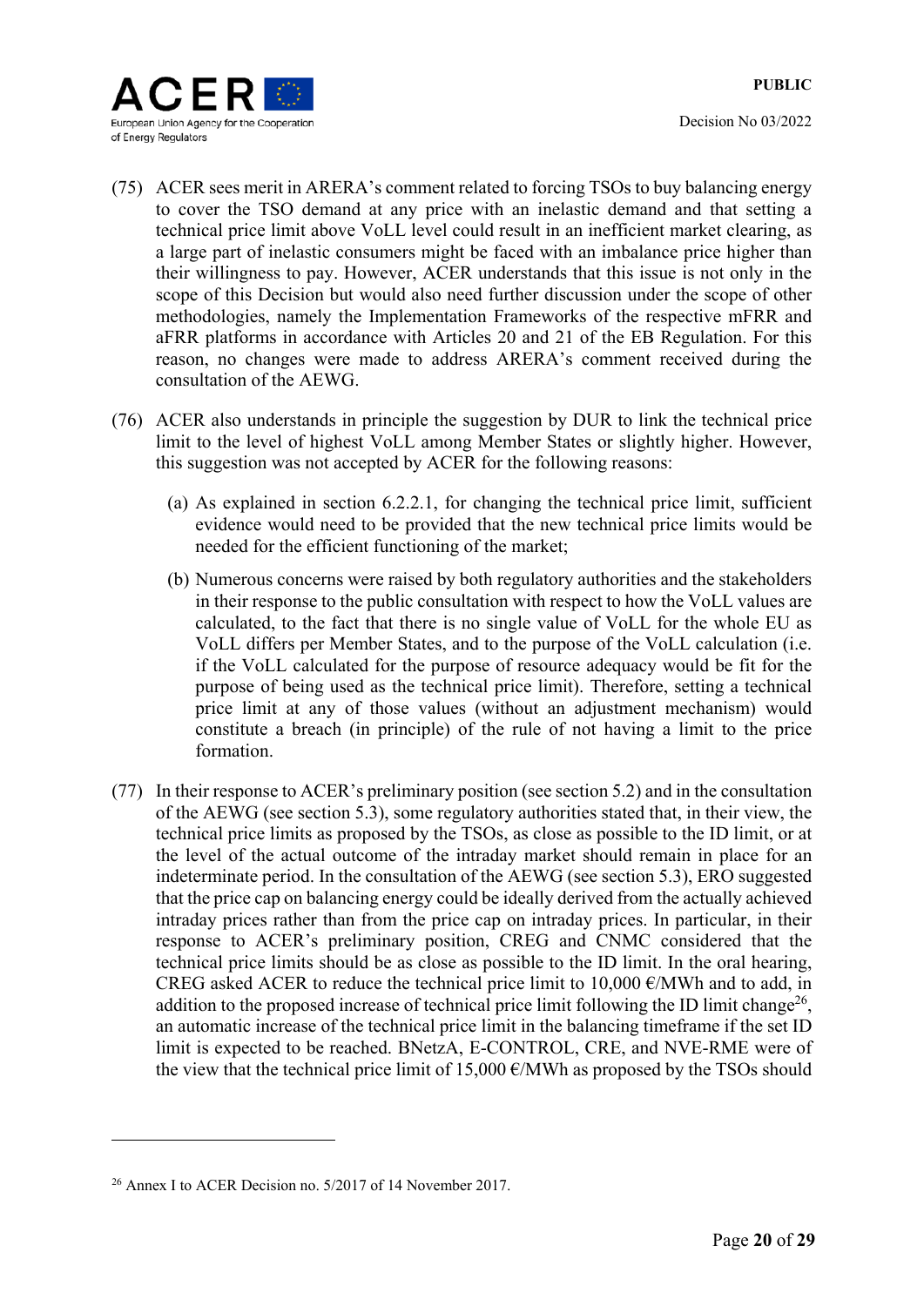(75) ACER sees merit in ARERA's comment related to forcing TSOs to buy balancing energy to cover the TSO demand at any price with an inelastic demand and that setting a technical price limit above VoLL level could result in an inefficient market clearing, as a large part of inelastic consumers might be faced with an imbalance price higher than their willingness to pay. However, ACER understands that this issue is not only in the scope of this Decision but would also need further discussion under the scope of other methodologies, namely the Implementation Frameworks of the respective mFRR and aFRR platforms in accordance with Articles 20 and 21 of the EB Regulation. For this reason, no changes were made to address ARERA's comment received during the consultation of the AEWG.

(76) ACER also understands in principle the suggestion by DUR to link the technical price limit to the level of highest VoLL among Member States or slightly higher. However, this suggestion was not accepted by ACER for the following reasons:

(a) As explained in section 6.2.2.1, for changing the technical price limit, sufficient evidence would need to be provided that the new technical price limits would be needed for the efficient functioning of the market;

(b) Numerous concerns were raised by both regulatory authorities and the stakeholders in their response to the public consultation with respect to how the VoLL values are calculated, to the fact that there is no single value of VoLL for the whole EU as VoLL differs per Member States, and to the purpose of the VoLL calculation (i.e. if the VoLL calculated for the purpose of resource adequacy would be fit for the purpose of being used as the technical price limit). Therefore, setting a technical price limit at any of those values (without an adjustment mechanism) would constitute a breach (in principle) of the rule of not having a limit to the price formation.

(77) In their response to ACER's preliminary position (see section 5.2) and in the consultation of the AEWG (see section 5.3), some regulatory authorities stated that, in their view, the technical price limits as proposed by the TSOs, as close as possible to the ID limit, or at the level of the actual outcome of the intraday market should remain in place for an indeterminate period. In the consultation of the AEWG (see section 5.3), ERO suggested that the price cap on balancing energy could be ideally derived from the actually achieved intraday prices rather than from the price cap on intraday prices. In particular, in their response to ACER's preliminary position, CREG and CNMC considered that the technical price limits should be as close as possible to the ID limit. In the oral hearing, CREG asked ACER to reduce the technical price limit to 10,000 €/MWh and to add, in addition to the proposed increase of technical price limit following the ID limit change[26], an automatic increase of the technical price limit in the balancing timeframe if the set ID limit is expected to be reached. BNetzA, E-CONTROL, CRE, and NVE-RME were of the view that the technical price limit of 15,000 €/MWh as proposed by the TSOs should

---

[26] Annex I to ACER Decision no. 5/2017 of 14 November 2017.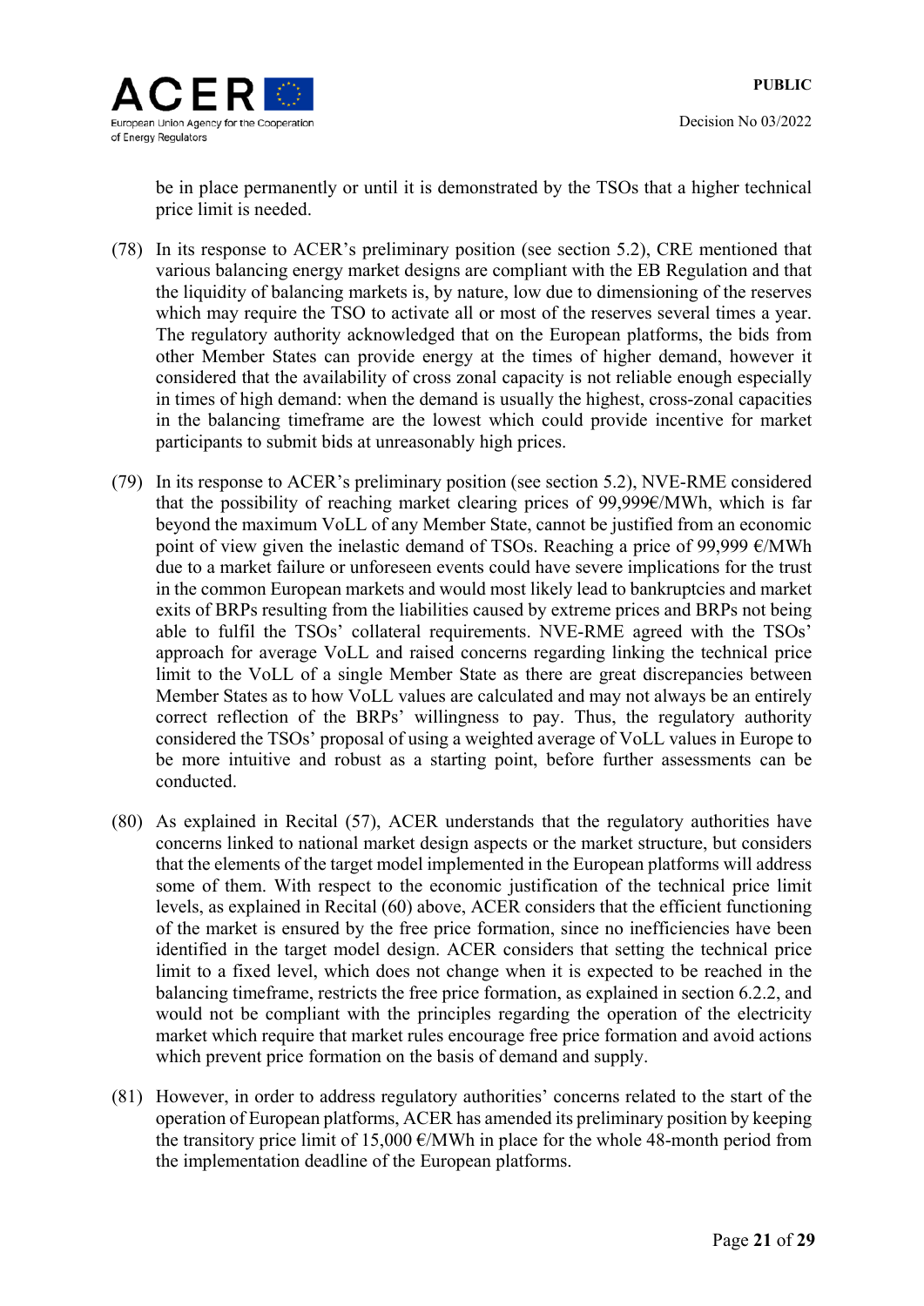be in place permanently or until it is demonstrated by the TSOs that a higher technical price limit is needed.

(78) In its response to ACER's preliminary position (see section 5.2), CRE mentioned that various balancing energy market designs are compliant with the EB Regulation and that the liquidity of balancing markets is, by nature, low due to dimensioning of the reserves which may require the TSO to activate all or most of the reserves several times a year. The regulatory authority acknowledged that on the European platforms, the bids from other Member States can provide energy at the times of higher demand, however it considered that the availability of cross zonal capacity is not reliable enough especially in times of high demand: when the demand is usually the highest, cross-zonal capacities in the balancing timeframe are the lowest which could provide incentive for market participants to submit bids at unreasonably high prices.

(79) In its response to ACER's preliminary position (see section 5.2), NVE-RME considered that the possibility of reaching market clearing prices of 99,999€/MWh, which is far beyond the maximum VoLL of any Member State, cannot be justified from an economic point of view given the inelastic demand of TSOs. Reaching a price of 99,999 €/MWh due to a market failure or unforeseen events could have severe implications for the trust in the common European markets and would most likely lead to bankruptcies and market exits of BRPs resulting from the liabilities caused by extreme prices and BRPs not being able to fulfil the TSOs' collateral requirements. NVE-RME agreed with the TSOs' approach for average VoLL and raised concerns regarding linking the technical price limit to the VoLL of a single Member State as there are great discrepancies between Member States as to how VoLL values are calculated and may not always be an entirely correct reflection of the BRPs' willingness to pay. Thus, the regulatory authority considered the TSOs' proposal of using a weighted average of VoLL values in Europe to be more intuitive and robust as a starting point, before further assessments can be conducted.

(80) As explained in Recital (57), ACER understands that the regulatory authorities have concerns linked to national market design aspects or the market structure, but considers that the elements of the target model implemented in the European platforms will address some of them. With respect to the economic justification of the technical price limit levels, as explained in Recital (60) above, ACER considers that the efficient functioning of the market is ensured by the free price formation, since no inefficiencies have been identified in the target model design. ACER considers that setting the technical price limit to a fixed level, which does not change when it is expected to be reached in the balancing timeframe, restricts the free price formation, as explained in section 6.2.2, and would not be compliant with the principles regarding the operation of the electricity market which require that market rules encourage free price formation and avoid actions which prevent price formation on the basis of demand and supply.

(81) However, in order to address regulatory authorities' concerns related to the start of the operation of European platforms, ACER has amended its preliminary position by keeping the transitory price limit of 15,000 €/MWh in place for the whole 48-month period from the implementation deadline of the European platforms.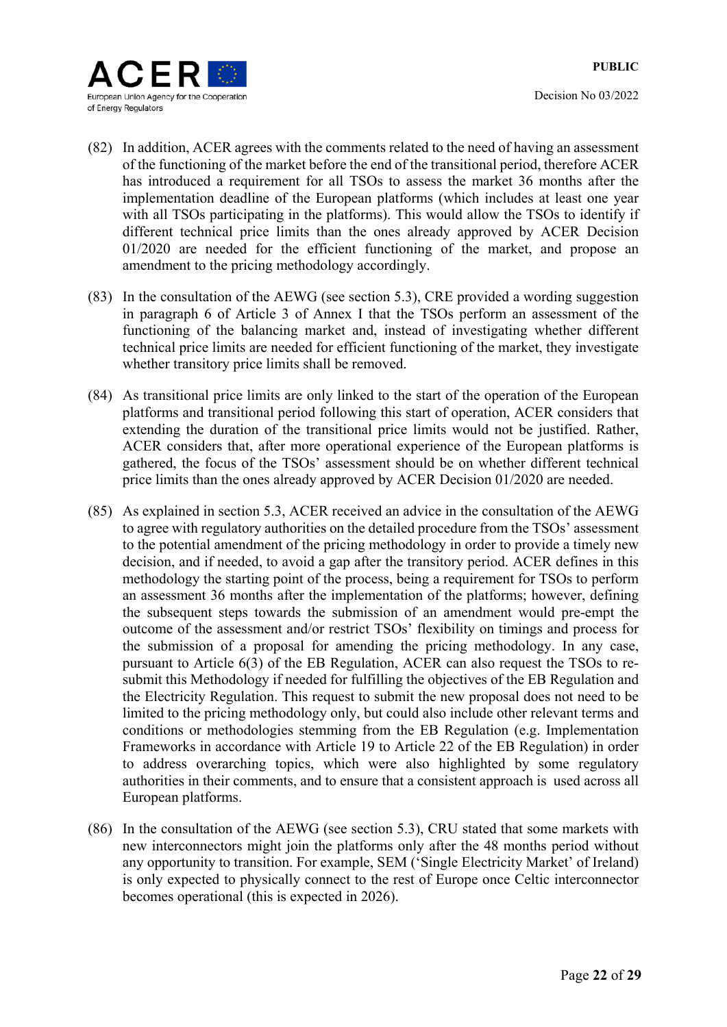(82) In addition, ACER agrees with the comments related to the need of having an assessment of the functioning of the market before the end of the transitional period, therefore ACER has introduced a requirement for all TSOs to assess the market 36 months after the implementation deadline of the European platforms (which includes at least one year with all TSOs participating in the platforms). This would allow the TSOs to identify if different technical price limits than the ones already approved by ACER Decision 01/2020 are needed for the efficient functioning of the market, and propose an amendment to the pricing methodology accordingly.

(83) In the consultation of the AEWG (see section 5.3), CRE provided a wording suggestion in paragraph 6 of Article 3 of Annex I that the TSOs perform an assessment of the functioning of the balancing market and, instead of investigating whether different technical price limits are needed for efficient functioning of the market, they investigate whether transitory price limits shall be removed.

(84) As transitional price limits are only linked to the start of the operation of the European platforms and transitional period following this start of operation, ACER considers that extending the duration of the transitional price limits would not be justified. Rather, ACER considers that, after more operational experience of the European platforms is gathered, the focus of the TSOs' assessment should be on whether different technical price limits than the ones already approved by ACER Decision 01/2020 are needed.

(85) As explained in section 5.3, ACER received an advice in the consultation of the AEWG to agree with regulatory authorities on the detailed procedure from the TSOs' assessment to the potential amendment of the pricing methodology in order to provide a timely new decision, and if needed, to avoid a gap after the transitory period. ACER defines in this methodology the starting point of the process, being a requirement for TSOs to perform an assessment 36 months after the implementation of the platforms; however, defining the subsequent steps towards the submission of an amendment would pre-empt the outcome of the assessment and/or restrict TSOs' flexibility on timings and process for the submission of a proposal for amending the pricing methodology. In any case, pursuant to Article 6(3) of the EB Regulation, ACER can also request the TSOs to re-submit this Methodology if needed for fulfilling the objectives of the EB Regulation and the Electricity Regulation. This request to submit the new proposal does not need to be limited to the pricing methodology only, but could also include other relevant terms and conditions or methodologies stemming from the EB Regulation (e.g. Implementation Frameworks in accordance with Article 19 to Article 22 of the EB Regulation) in order to address overarching topics, which were also highlighted by some regulatory authorities in their comments, and to ensure that a consistent approach is used across all European platforms.

(86) In the consultation of the AEWG (see section 5.3), CRU stated that some markets with new interconnectors might join the platforms only after the 48 months period without any opportunity to transition. For example, SEM ('Single Electricity Market' of Ireland) is only expected to physically connect to the rest of Europe once Celtic interconnector becomes operational (this is expected in 2026).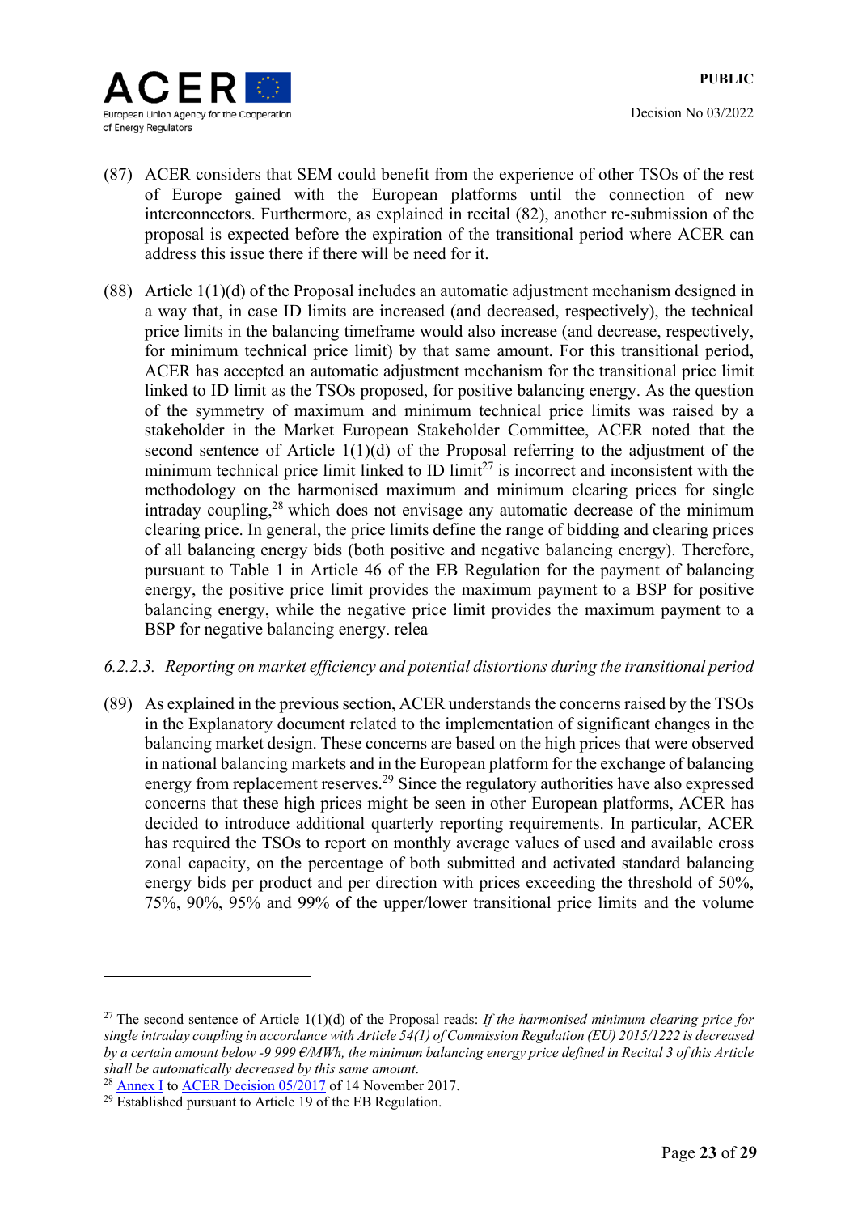(87) ACER considers that SEM could benefit from the experience of other TSOs of the rest of Europe gained with the European platforms until the connection of new interconnectors. Furthermore, as explained in recital (82), another re-submission of the proposal is expected before the expiration of the transitional period where ACER can address this issue there if there will be need for it.

(88) Article 1(1)(d) of the Proposal includes an automatic adjustment mechanism designed in a way that, in case ID limits are increased (and decreased, respectively), the technical price limits in the balancing timeframe would also increase (and decrease, respectively, for minimum technical price limit) by that same amount. For this transitional period, ACER has accepted an automatic adjustment mechanism for the transitional price limit linked to ID limit as the TSOs proposed, for positive balancing energy. As the question of the symmetry of maximum and minimum technical price limits was raised by a stakeholder in the Market European Stakeholder Committee, ACER noted that the second sentence of Article 1(1)(d) of the Proposal referring to the adjustment of the minimum technical price limit linked to ID limit[27] is incorrect and inconsistent with the methodology on the harmonised maximum and minimum clearing prices for single intraday coupling,[28] which does not envisage any automatic decrease of the minimum clearing price. In general, the price limits define the range of bidding and clearing prices of all balancing energy bids (both positive and negative balancing energy). Therefore, pursuant to Table 1 in Article 46 of the EB Regulation for the payment of balancing energy, the positive price limit provides the maximum payment to a BSP for positive balancing energy, while the negative price limit provides the maximum payment to a BSP for negative balancing energy. relea

*6.2.2.3. Reporting on market efficiency and potential distortions during the transitional period*

(89) As explained in the previous section, ACER understands the concerns raised by the TSOs in the Explanatory document related to the implementation of significant changes in the balancing market design. These concerns are based on the high prices that were observed in national balancing markets and in the European platform for the exchange of balancing energy from replacement reserves.[29] Since the regulatory authorities have also expressed concerns that these high prices might be seen in other European platforms, ACER has decided to introduce additional quarterly reporting requirements. In particular, ACER has required the TSOs to report on monthly average values of used and available cross zonal capacity, on the percentage of both submitted and activated standard balancing energy bids per product and per direction with prices exceeding the threshold of 50%, 75%, 90%, 95% and 99% of the upper/lower transitional price limits and the volume

---

[27] The second sentence of Article 1(1)(d) of the Proposal reads: *If the harmonised minimum clearing price for single intraday coupling in accordance with Article 54(1) of Commission Regulation (EU) 2015/1222 is decreased by a certain amount below -9 999 €/MWh, the minimum balancing energy price defined in Recital 3 of this Article shall be automatically decreased by this same amount.*

[28] Annex I to ACER Decision 05/2017 of 14 November 2017.

[29] Established pursuant to Article 19 of the EB Regulation.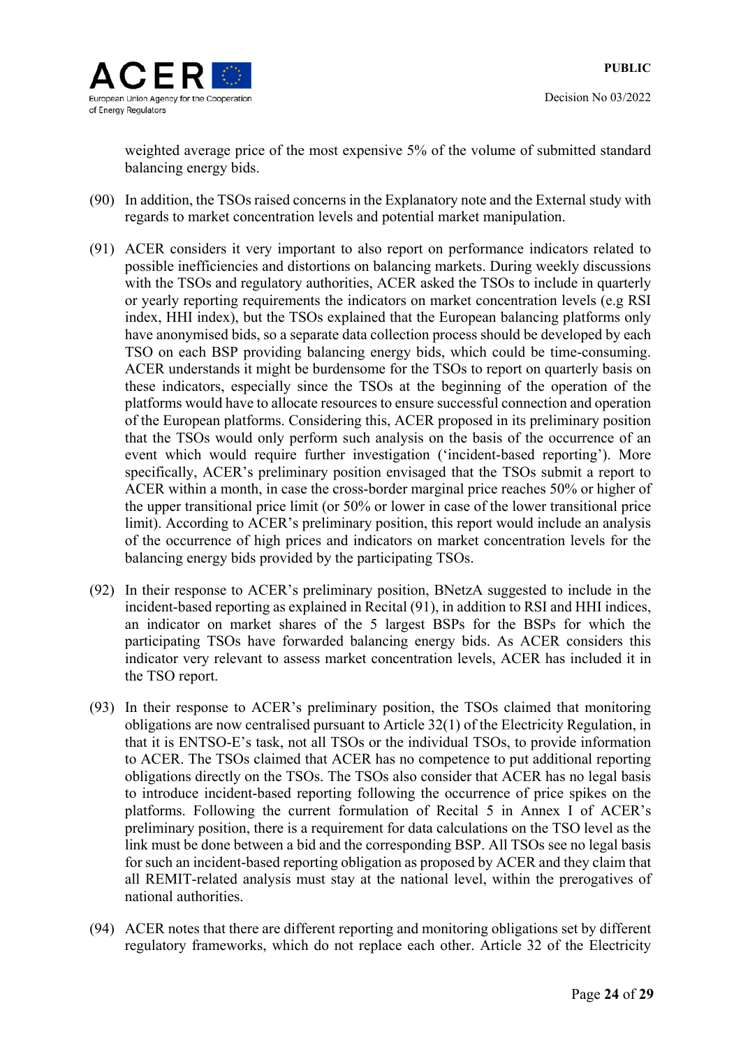weighted average price of the most expensive 5% of the volume of submitted standard balancing energy bids.

(90) In addition, the TSOs raised concerns in the Explanatory note and the External study with regards to market concentration levels and potential market manipulation.

(91) ACER considers it very important to also report on performance indicators related to possible inefficiencies and distortions on balancing markets. During weekly discussions with the TSOs and regulatory authorities, ACER asked the TSOs to include in quarterly or yearly reporting requirements the indicators on market concentration levels (e.g RSI index, HHI index), but the TSOs explained that the European balancing platforms only have anonymised bids, so a separate data collection process should be developed by each TSO on each BSP providing balancing energy bids, which could be time-consuming. ACER understands it might be burdensome for the TSOs to report on quarterly basis on these indicators, especially since the TSOs at the beginning of the operation of the platforms would have to allocate resources to ensure successful connection and operation of the European platforms. Considering this, ACER proposed in its preliminary position that the TSOs would only perform such analysis on the basis of the occurrence of an event which would require further investigation ('incident-based reporting'). More specifically, ACER's preliminary position envisaged that the TSOs submit a report to ACER within a month, in case the cross-border marginal price reaches 50% or higher of the upper transitional price limit (or 50% or lower in case of the lower transitional price limit). According to ACER's preliminary position, this report would include an analysis of the occurrence of high prices and indicators on market concentration levels for the balancing energy bids provided by the participating TSOs.

(92) In their response to ACER's preliminary position, BNetzA suggested to include in the incident-based reporting as explained in Recital (91), in addition to RSI and HHI indices, an indicator on market shares of the 5 largest BSPs for the BSPs for which the participating TSOs have forwarded balancing energy bids. As ACER considers this indicator very relevant to assess market concentration levels, ACER has included it in the TSO report.

(93) In their response to ACER's preliminary position, the TSOs claimed that monitoring obligations are now centralised pursuant to Article 32(1) of the Electricity Regulation, in that it is ENTSO-E's task, not all TSOs or the individual TSOs, to provide information to ACER. The TSOs claimed that ACER has no competence to put additional reporting obligations directly on the TSOs. The TSOs also consider that ACER has no legal basis to introduce incident-based reporting following the occurrence of price spikes on the platforms. Following the current formulation of Recital 5 in Annex I of ACER's preliminary position, there is a requirement for data calculations on the TSO level as the link must be done between a bid and the corresponding BSP. All TSOs see no legal basis for such an incident-based reporting obligation as proposed by ACER and they claim that all REMIT-related analysis must stay at the national level, within the prerogatives of national authorities.

(94) ACER notes that there are different reporting and monitoring obligations set by different regulatory frameworks, which do not replace each other. Article 32 of the Electricity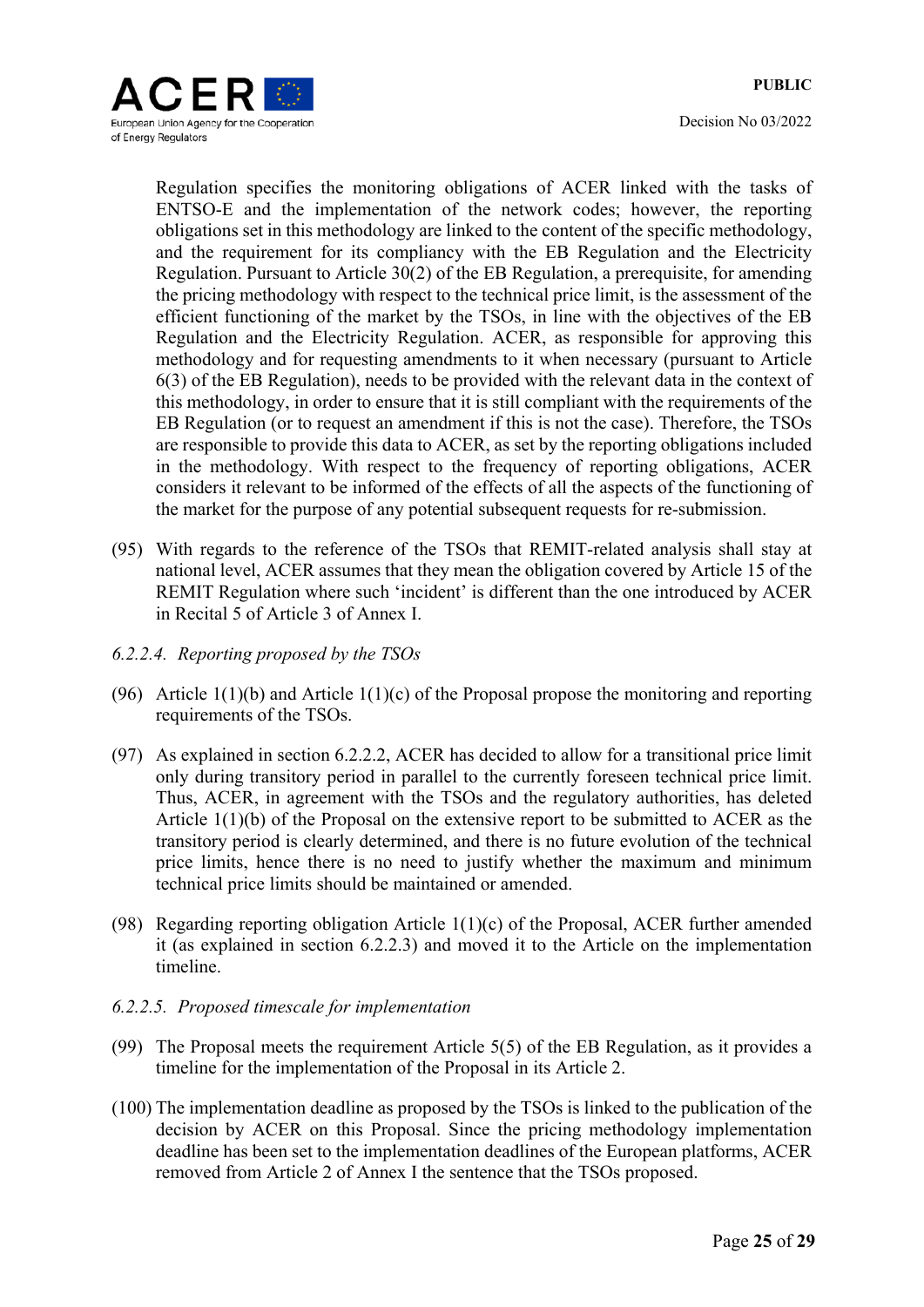Regulation specifies the monitoring obligations of ACER linked with the tasks of ENTSO-E and the implementation of the network codes; however, the reporting obligations set in this methodology are linked to the content of the specific methodology, and the requirement for its compliancy with the EB Regulation and the Electricity Regulation. Pursuant to Article 30(2) of the EB Regulation, a prerequisite, for amending the pricing methodology with respect to the technical price limit, is the assessment of the efficient functioning of the market by the TSOs, in line with the objectives of the EB Regulation and the Electricity Regulation. ACER, as responsible for approving this methodology and for requesting amendments to it when necessary (pursuant to Article 6(3) of the EB Regulation), needs to be provided with the relevant data in the context of this methodology, in order to ensure that it is still compliant with the requirements of the EB Regulation (or to request an amendment if this is not the case). Therefore, the TSOs are responsible to provide this data to ACER, as set by the reporting obligations included in the methodology. With respect to the frequency of reporting obligations, ACER considers it relevant to be informed of the effects of all the aspects of the functioning of the market for the purpose of any potential subsequent requests for re-submission.

(95) With regards to the reference of the TSOs that REMIT-related analysis shall stay at national level, ACER assumes that they mean the obligation covered by Article 15 of the REMIT Regulation where such 'incident' is different than the one introduced by ACER in Recital 5 of Article 3 of Annex I.

*6.2.2.4. Reporting proposed by the TSOs*

(96) Article 1(1)(b) and Article 1(1)(c) of the Proposal propose the monitoring and reporting requirements of the TSOs.

(97) As explained in section 6.2.2.2, ACER has decided to allow for a transitional price limit only during transitory period in parallel to the currently foreseen technical price limit. Thus, ACER, in agreement with the TSOs and the regulatory authorities, has deleted Article 1(1)(b) of the Proposal on the extensive report to be submitted to ACER as the transitory period is clearly determined, and there is no future evolution of the technical price limits, hence there is no need to justify whether the maximum and minimum technical price limits should be maintained or amended.

(98) Regarding reporting obligation Article 1(1)(c) of the Proposal, ACER further amended it (as explained in section 6.2.2.3) and moved it to the Article on the implementation timeline.

*6.2.2.5. Proposed timescale for implementation*

(99) The Proposal meets the requirement Article 5(5) of the EB Regulation, as it provides a timeline for the implementation of the Proposal in its Article 2.

(100) The implementation deadline as proposed by the TSOs is linked to the publication of the decision by ACER on this Proposal. Since the pricing methodology implementation deadline has been set to the implementation deadlines of the European platforms, ACER removed from Article 2 of Annex I the sentence that the TSOs proposed.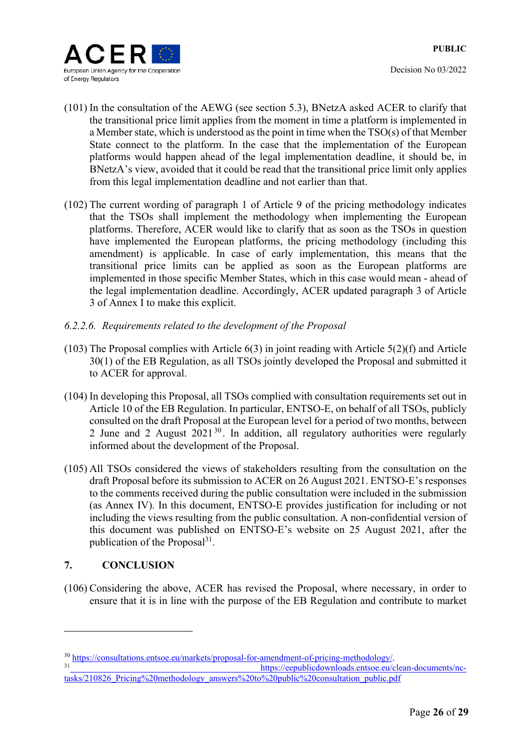(101) In the consultation of the AEWG (see section 5.3), BNetzA asked ACER to clarify that the transitional price limit applies from the moment in time a platform is implemented in a Member state, which is understood as the point in time when the TSO(s) of that Member State connect to the platform. In the case that the implementation of the European platforms would happen ahead of the legal implementation deadline, it should be, in BNetzA's view, avoided that it could be read that the transitional price limit only applies from this legal implementation deadline and not earlier than that.

(102) The current wording of paragraph 1 of Article 9 of the pricing methodology indicates that the TSOs shall implement the methodology when implementing the European platforms. Therefore, ACER would like to clarify that as soon as the TSOs in question have implemented the European platforms, the pricing methodology (including this amendment) is applicable. In case of early implementation, this means that the transitional price limits can be applied as soon as the European platforms are implemented in those specific Member States, which in this case would mean - ahead of the legal implementation deadline. Accordingly, ACER updated paragraph 3 of Article 3 of Annex I to make this explicit.

*6.2.2.6. Requirements related to the development of the Proposal*

(103) The Proposal complies with Article 6(3) in joint reading with Article 5(2)(f) and Article 30(1) of the EB Regulation, as all TSOs jointly developed the Proposal and submitted it to ACER for approval.

(104) In developing this Proposal, all TSOs complied with consultation requirements set out in Article 10 of the EB Regulation. In particular, ENTSO-E, on behalf of all TSOs, publicly consulted on the draft Proposal at the European level for a period of two months, between 2 June and 2 August 2021[30]. In addition, all regulatory authorities were regularly informed about the development of the Proposal.

(105) All TSOs considered the views of stakeholders resulting from the consultation on the draft Proposal before its submission to ACER on 26 August 2021. ENTSO-E's responses to the comments received during the public consultation were included in the submission (as Annex IV). In this document, ENTSO-E provides justification for including or not including the views resulting from the public consultation. A non-confidential version of this document was published on ENTSO-E's website on 25 August 2021, after the publication of the Proposal[31].

## 7. CONCLUSION

(106) Considering the above, ACER has revised the Proposal, where necessary, in order to ensure that it is in line with the purpose of the EB Regulation and contribute to market

---

[30] https://consultations.entsoe.eu/markets/proposal-for-amendment-of-pricing-methodology/.

[31] https://eepublicdownloads.entsoe.eu/clean-documents/nc-tasks/210826_Pricing%20methodology_answers%20to%20public%20consultation_public.pdf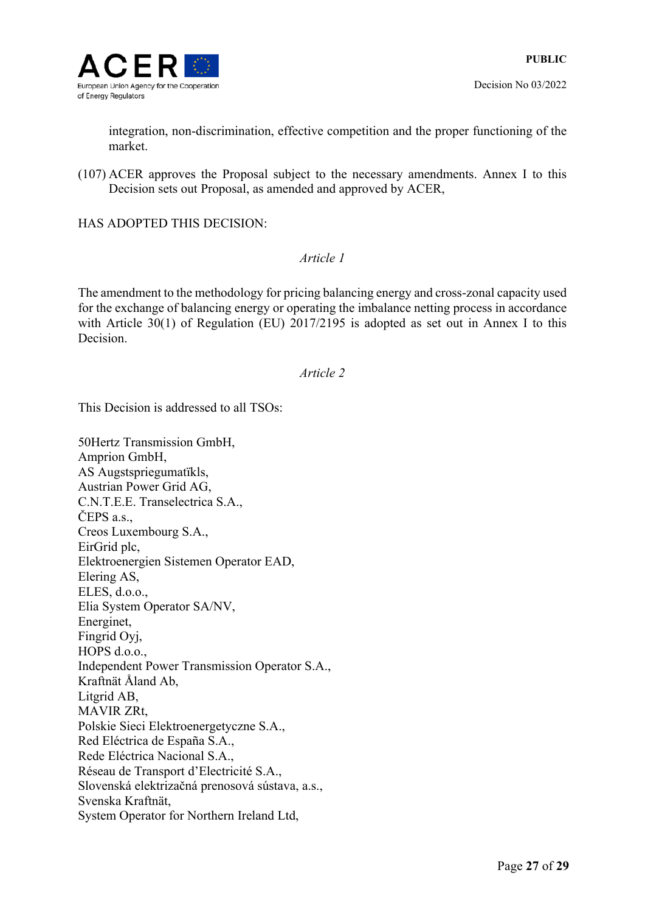integration, non-discrimination, effective competition and the proper functioning of the market.

(107) ACER approves the Proposal subject to the necessary amendments. Annex I to this Decision sets out Proposal, as amended and approved by ACER,

HAS ADOPTED THIS DECISION:

*Article 1*

The amendment to the methodology for pricing balancing energy and cross-zonal capacity used for the exchange of balancing energy or operating the imbalance netting process in accordance with Article 30(1) of Regulation (EU) 2017/2195 is adopted as set out in Annex I to this Decision.

*Article 2*

This Decision is addressed to all TSOs:

50Hertz Transmission GmbH,
Amprion GmbH,
AS Augstsprieguma tïkls,
Austrian Power Grid AG,
C.N.T.E.E. Transelectrica S.A.,
ČEPS a.s.,
Creos Luxembourg S.A.,
EirGrid plc,
Elektroenergien Sistemen Operator EAD,
Elering AS,
ELES, d.o.o.,
Elia System Operator SA/NV,
Energinet,
Fingrid Oyj,
HOPS d.o.o.,
Independent Power Transmission Operator S.A.,
Kraftnät Åland Ab,
Litgrid AB,
MAVIR ZRt,
Polskie Sieci Elektroenergetyczne S.A.,
Red Eléctrica de España S.A.,
Rede Eléctrica Nacional S.A.,
Réseau de Transport d'Electricité S.A.,
Slovenská elektrizačná prenosová sústava, a.s.,
Svenska Kraftnät,
System Operator for Northern Ireland Ltd,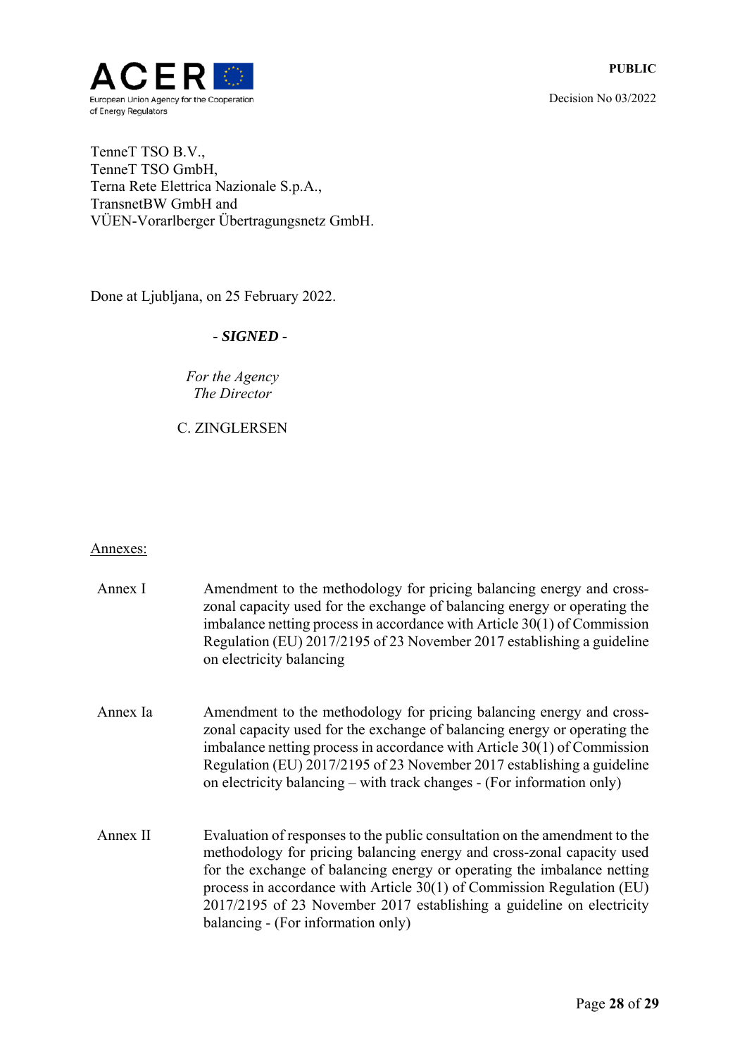TenneT TSO B.V.,
TenneT TSO GmbH,
Terna Rete Elettrica Nazionale S.p.A.,
TransnetBW GmbH and
VÜEN-Vorarlberger Übertragungsnetz GmbH.

Done at Ljubljana, on 25 February 2022.

***- SIGNED -***

*For the Agency*
*The Director*

C. ZINGLERSEN

Annexes:

| | |
|---|---|
| Annex I | Amendment to the methodology for pricing balancing energy and cross-zonal capacity used for the exchange of balancing energy or operating the imbalance netting process in accordance with Article 30(1) of Commission Regulation (EU) 2017/2195 of 23 November 2017 establishing a guideline on electricity balancing |
| Annex Ia | Amendment to the methodology for pricing balancing energy and cross-zonal capacity used for the exchange of balancing energy or operating the imbalance netting process in accordance with Article 30(1) of Commission Regulation (EU) 2017/2195 of 23 November 2017 establishing a guideline on electricity balancing – with track changes - (For information only) |
| Annex II | Evaluation of responses to the public consultation on the amendment to the methodology for pricing balancing energy and cross-zonal capacity used for the exchange of balancing energy or operating the imbalance netting process in accordance with Article 30(1) of Commission Regulation (EU) 2017/2195 of 23 November 2017 establishing a guideline on electricity balancing - (For information only) |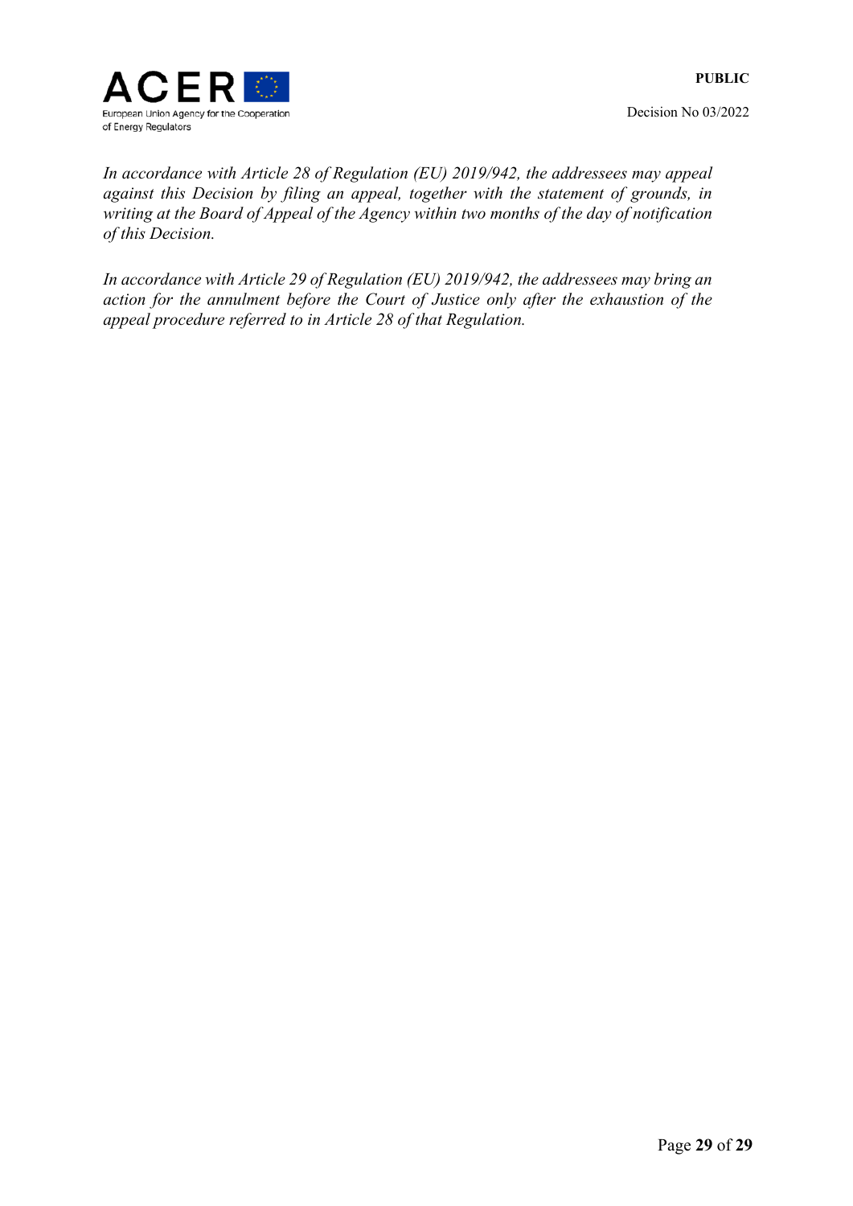*In accordance with Article 28 of Regulation (EU) 2019/942, the addressees may appeal against this Decision by filing an appeal, together with the statement of grounds, in writing at the Board of Appeal of the Agency within two months of the day of notification of this Decision.*

*In accordance with Article 29 of Regulation (EU) 2019/942, the addressees may bring an action for the annulment before the Court of Justice only after the exhaustion of the appeal procedure referred to in Article 28 of that Regulation.*